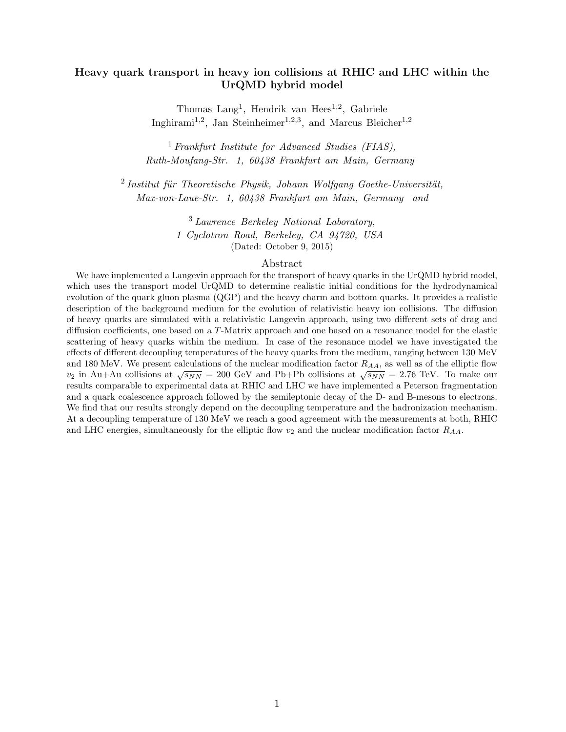# Heavy quark transport in heavy ion collisions at RHIC and LHC within the UrQMD hybrid model

Thomas Lang[1], Hendrik van Hees[1,2], Gabriele Inghirami[1,2], Jan Steinheimer[1,2,3], and Marcus Bleicher[1,2]

[1] *Frankfurt Institute for Advanced Studies (FIAS), Ruth-Moufang-Str. 1, 60438 Frankfurt am Main, Germany*

[2] *Institut für Theoretische Physik, Johann Wolfgang Goethe-Universität, Max-von-Laue-Str. 1, 60438 Frankfurt am Main, Germany* and

[3] *Lawrence Berkeley National Laboratory, 1 Cyclotron Road, Berkeley, CA 94720, USA*

(Dated: October 9, 2015)

## Abstract

We have implemented a Langevin approach for the transport of heavy quarks in the UrQMD hybrid model, which uses the transport model UrQMD to determine realistic initial conditions for the hydrodynamical evolution of the quark gluon plasma (QGP) and the heavy charm and bottom quarks. It provides a realistic description of the background medium for the evolution of relativistic heavy ion collisions. The diffusion of heavy quarks are simulated with a relativistic Langevin approach, using two different sets of drag and diffusion coefficients, one based on a $T$-Matrix approach and one based on a resonance model for the elastic scattering of heavy quarks within the medium. In case of the resonance model we have investigated the effects of different decoupling temperatures of the heavy quarks from the medium, ranging between 130 MeV and 180 MeV. We present calculations of the nuclear modification factor $R_{AA}$, as well as of the elliptic flow $v_2$ in Au+Au collisions at $\sqrt{s_{NN}} = 200$ GeV and Pb+Pb collisions at $\sqrt{s_{NN}} = 2.76$ TeV. To make our results comparable to experimental data at RHIC and LHC we have implemented a Peterson fragmentation and a quark coalescence approach followed by the semileptonic decay of the D- and B-mesons to electrons. We find that our results strongly depend on the decoupling temperature and the hadronization mechanism. At a decoupling temperature of 130 MeV we reach a good agreement with the measurements at both, RHIC and LHC energies, simultaneously for the elliptic flow $v_2$ and the nuclear modification factor $R_{AA}$.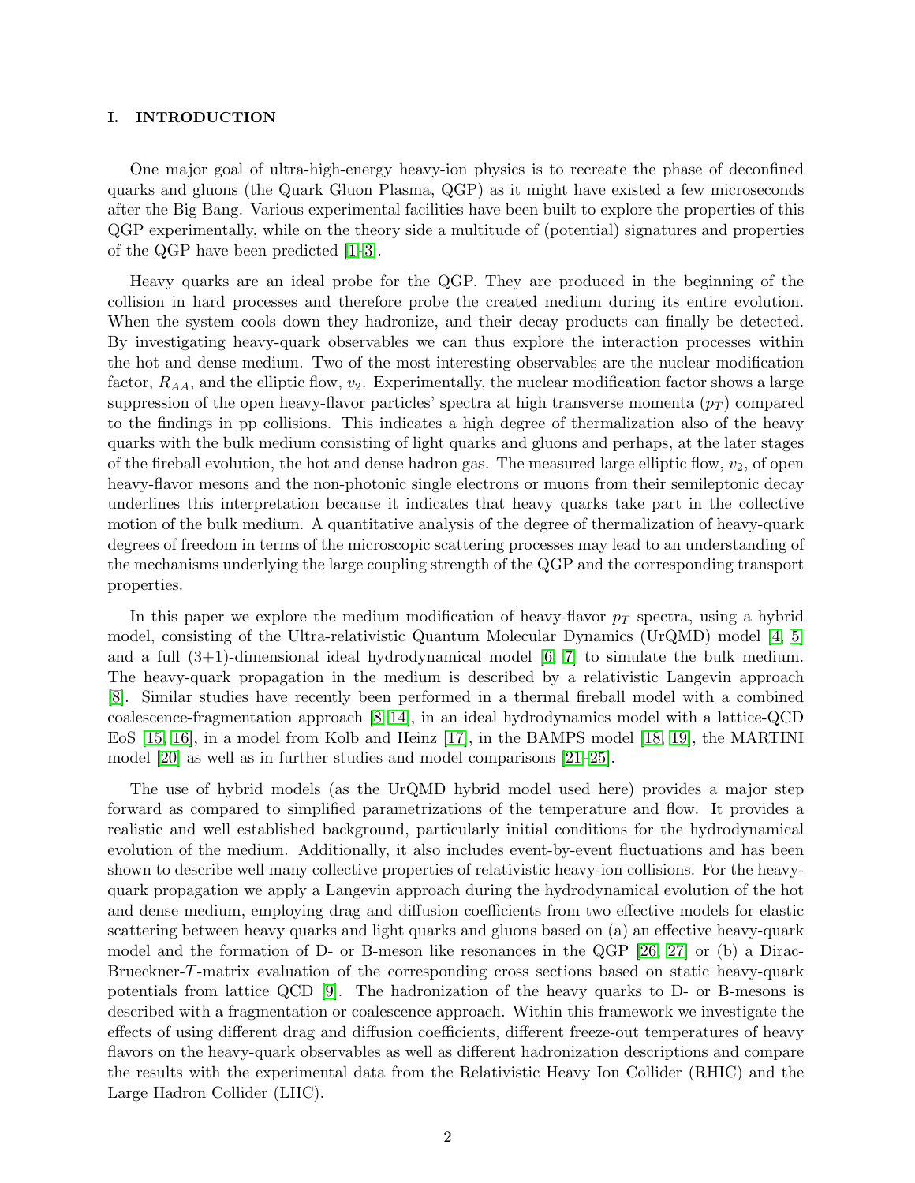## I. INTRODUCTION

One major goal of ultra-high-energy heavy-ion physics is to recreate the phase of deconfined quarks and gluons (the Quark Gluon Plasma, QGP) as it might have existed a few microseconds after the Big Bang. Various experimental facilities have been built to explore the properties of this QGP experimentally, while on the theory side a multitude of (potential) signatures and properties of the QGP have been predicted [1–3].

Heavy quarks are an ideal probe for the QGP. They are produced in the beginning of the collision in hard processes and therefore probe the created medium during its entire evolution. When the system cools down they hadronize, and their decay products can finally be detected. By investigating heavy-quark observables we can thus explore the interaction processes within the hot and dense medium. Two of the most interesting observables are the nuclear modification factor, $R_{AA}$, and the elliptic flow, $v_2$. Experimentally, the nuclear modification factor shows a large suppression of the open heavy-flavor particles' spectra at high transverse momenta ($p_T$) compared to the findings in pp collisions. This indicates a high degree of thermalization also of the heavy quarks with the bulk medium consisting of light quarks and gluons and perhaps, at the later stages of the fireball evolution, the hot and dense hadron gas. The measured large elliptic flow, $v_2$, of open heavy-flavor mesons and the non-photonic single electrons or muons from their semileptonic decay underlines this interpretation because it indicates that heavy quarks take part in the collective motion of the bulk medium. A quantitative analysis of the degree of thermalization of heavy-quark degrees of freedom in terms of the microscopic scattering processes may lead to an understanding of the mechanisms underlying the large coupling strength of the QGP and the corresponding transport properties.

In this paper we explore the medium modification of heavy-flavor $p_T$ spectra, using a hybrid model, consisting of the Ultra-relativistic Quantum Molecular Dynamics (UrQMD) model [4, 5] and a full (3+1)-dimensional ideal hydrodynamical model [6, 7] to simulate the bulk medium. The heavy-quark propagation in the medium is described by a relativistic Langevin approach [8]. Similar studies have recently been performed in a thermal fireball model with a combined coalescence-fragmentation approach [8–14], in an ideal hydrodynamics model with a lattice-QCD EoS [15, 16], in a model from Kolb and Heinz [17], in the BAMPS model [18, 19], the MARTINI model [20] as well as in further studies and model comparisons [21–25].

The use of hybrid models (as the UrQMD hybrid model used here) provides a major step forward as compared to simplified parametrizations of the temperature and flow. It provides a realistic and well established background, particularly initial conditions for the hydrodynamical evolution of the medium. Additionally, it also includes event-by-event fluctuations and has been shown to describe well many collective properties of relativistic heavy-ion collisions. For the heavy-quark propagation we apply a Langevin approach during the hydrodynamical evolution of the hot and dense medium, employing drag and diffusion coefficients from two effective models for elastic scattering between heavy quarks and light quarks and gluons based on (a) an effective heavy-quark model and the formation of D- or B-meson like resonances in the QGP [26, 27] or (b) a Dirac-Brueckner-$T$-matrix evaluation of the corresponding cross sections based on static heavy-quark potentials from lattice QCD [9]. The hadronization of the heavy quarks to D- or B-mesons is described with a fragmentation or coalescence approach. Within this framework we investigate the effects of using different drag and diffusion coefficients, different freeze-out temperatures of heavy flavors on the heavy-quark observables as well as different hadronization descriptions and compare the results with the experimental data from the Relativistic Heavy Ion Collider (RHIC) and the Large Hadron Collider (LHC).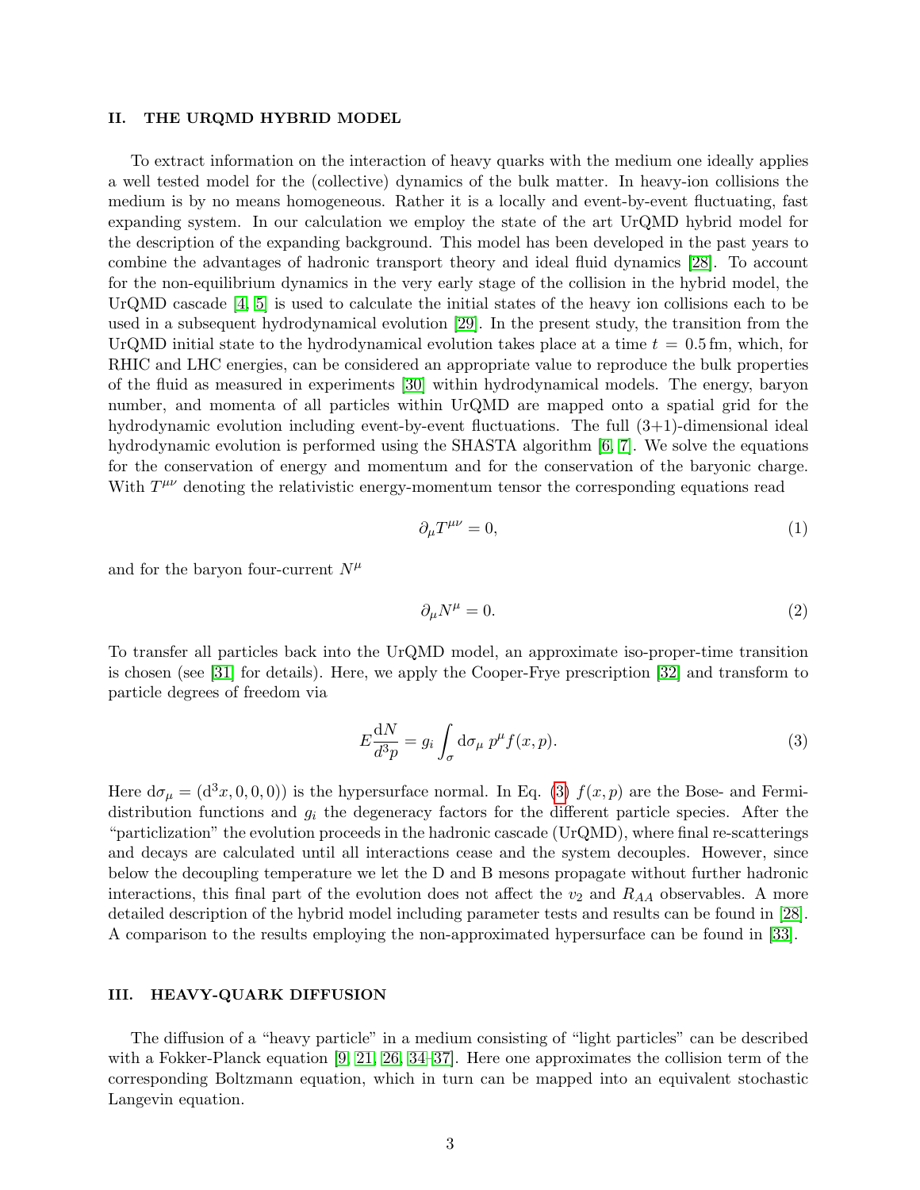## II. THE URQMD HYBRID MODEL

To extract information on the interaction of heavy quarks with the medium one ideally applies a well tested model for the (collective) dynamics of the bulk matter. In heavy-ion collisions the medium is by no means homogeneous. Rather it is a locally and event-by-event fluctuating, fast expanding system. In our calculation we employ the state of the art UrQMD hybrid model for the description of the expanding background. This model has been developed in the past years to combine the advantages of hadronic transport theory and ideal fluid dynamics [28]. To account for the non-equilibrium dynamics in the very early stage of the collision in the hybrid model, the UrQMD cascade [4, 5] is used to calculate the initial states of the heavy ion collisions each to be used in a subsequent hydrodynamical evolution [29]. In the present study, the transition from the UrQMD initial state to the hydrodynamical evolution takes place at a time $t = 0.5\,\text{fm}$, which, for RHIC and LHC energies, can be considered an appropriate value to reproduce the bulk properties of the fluid as measured in experiments [30] within hydrodynamical models. The energy, baryon number, and momenta of all particles within UrQMD are mapped onto a spatial grid for the hydrodynamic evolution including event-by-event fluctuations. The full (3+1)-dimensional ideal hydrodynamic evolution is performed using the SHASTA algorithm [6, 7]. We solve the equations for the conservation of energy and momentum and for the conservation of the baryonic charge. With $T^{\mu\nu}$ denoting the relativistic energy-momentum tensor the corresponding equations read

$$\partial_\mu T^{\mu\nu} = 0, \tag{1}$$

and for the baryon four-current $N^\mu$

$$\partial_\mu N^\mu = 0. \tag{2}$$

To transfer all particles back into the UrQMD model, an approximate iso-proper-time transition is chosen (see [31] for details). Here, we apply the Cooper-Frye prescription [32] and transform to particle degrees of freedom via

$$E\frac{\mathrm{d}N}{\mathrm{d}^3p} = g_i \int_\sigma \mathrm{d}\sigma_\mu \, p^\mu f(x,p). \tag{3}$$

Here $\mathrm{d}\sigma_\mu = (\mathrm{d}^3x, 0, 0, 0))$ is the hypersurface normal. In Eq. (3) $f(x,p)$ are the Bose- and Fermi-distribution functions and $g_i$ the degeneracy factors for the different particle species. After the "particlization" the evolution proceeds in the hadronic cascade (UrQMD), where final re-scatterings and decays are calculated until all interactions cease and the system decouples. However, since below the decoupling temperature we let the D and B mesons propagate without further hadronic interactions, this final part of the evolution does not affect the $v_2$ and $R_{AA}$ observables. A more detailed description of the hybrid model including parameter tests and results can be found in [28]. A comparison to the results employing the non-approximated hypersurface can be found in [33].

## III. HEAVY-QUARK DIFFUSION

The diffusion of a "heavy particle" in a medium consisting of "light particles" can be described with a Fokker-Planck equation [9, 21, 26, 34–37]. Here one approximates the collision term of the corresponding Boltzmann equation, which in turn can be mapped into an equivalent stochastic Langevin equation.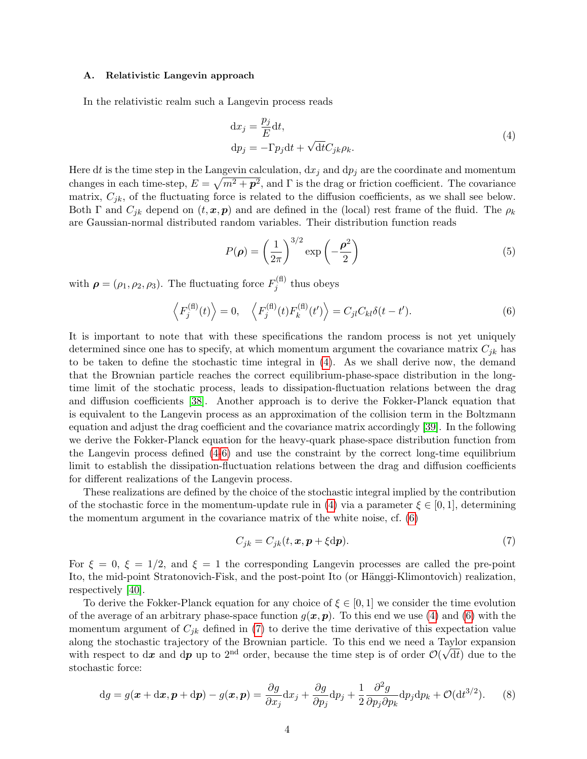### A. Relativistic Langevin approach

In the relativistic realm such a Langevin process reads

$$
\begin{aligned}
\mathrm{d}x_j &= \frac{p_j}{E}\mathrm{d}t, \\
\mathrm{d}p_j &= -\Gamma p_j \mathrm{d}t + \sqrt{\mathrm{d}t} C_{jk}\rho_k.
\end{aligned}
\tag{4}
$$

Here $\mathrm{d}t$ is the time step in the Langevin calculation, $\mathrm{d}x_j$ and $\mathrm{d}p_j$ are the coordinate and momentum changes in each time-step, $E = \sqrt{m^2 + \boldsymbol{p}^2}$, and $\Gamma$ is the drag or friction coefficient. The covariance matrix, $C_{jk}$, of the fluctuating force is related to the diffusion coefficients, as we shall see below. Both $\Gamma$ and $C_{jk}$ depend on $(t, \boldsymbol{x}, \boldsymbol{p})$ and are defined in the (local) rest frame of the fluid. The $\rho_k$ are Gaussian-normal distributed random variables. Their distribution function reads

$$
P(\boldsymbol{\rho}) = \left(\frac{1}{2\pi}\right)^{3/2} \exp\left(-\frac{\boldsymbol{\rho}^2}{2}\right)
\tag{5}
$$

with $\boldsymbol{\rho} = (\rho_1, \rho_2, \rho_3)$. The fluctuating force $F_j^{(\mathrm{fl})}$ thus obeys

$$
\left\langle F_j^{(\mathrm{fl})}(t) \right\rangle = 0, \quad \left\langle F_j^{(\mathrm{fl})}(t) F_k^{(\mathrm{fl})}(t') \right\rangle = C_{jl}C_{kl}\delta(t - t').
\tag{6}
$$

It is important to note that with these specifications the random process is not yet uniquely determined since one has to specify, at which momentum argument the covariance matrix $C_{jk}$ has to be taken to define the stochastic time integral in (4). As we shall derive now, the demand that the Brownian particle reaches the correct equilibrium-phase-space distribution in the long-time limit of the stochatic process, leads to dissipation-fluctuation relations between the drag and diffusion coefficients [38]. Another approach is to derive the Fokker-Planck equation that is equivalent to the Langevin process as an approximation of the collision term in the Boltzmann equation and adjust the drag coefficient and the covariance matrix accordingly [39]. In the following we derive the Fokker-Planck equation for the heavy-quark phase-space distribution function from the Langevin process defined (4-6) and use the constraint by the correct long-time equilibrium limit to establish the dissipation-fluctuation relations between the drag and diffusion coefficients for different realizations of the Langevin process.

These realizations are defined by the choice of the stochastic integral implied by the contribution of the stochastic force in the momentum-update rule in (4) via a parameter $\xi \in [0, 1]$, determining the momentum argument in the covariance matrix of the white noise, cf. (6)

$$
C_{jk} = C_{jk}(t, \boldsymbol{x}, \boldsymbol{p} + \xi \mathrm{d}\boldsymbol{p}).
\tag{7}
$$

For $\xi = 0$, $\xi = 1/2$, and $\xi = 1$ the corresponding Langevin processes are called the pre-point Ito, the mid-point Stratonovich-Fisk, and the post-point Ito (or Hänggi-Klimontovich) realization, respectively [40].

To derive the Fokker-Planck equation for any choice of $\xi \in [0, 1]$ we consider the time evolution of the average of an arbitrary phase-space function $g(\boldsymbol{x}, \boldsymbol{p})$. To this end we use (4) and (6) with the momentum argument of $C_{jk}$ defined in (7) to derive the time derivative of this expectation value along the stochastic trajectory of the Brownian particle. To this end we need a Taylor expansion with respect to $\mathrm{d}\boldsymbol{x}$ and $\mathrm{d}\boldsymbol{p}$ up to 2nd order, because the time step is of order $\mathcal{O}(\sqrt{\mathrm{d}t})$ due to the stochastic force:

$$
\mathrm{d}g = g(\boldsymbol{x} + \mathrm{d}\boldsymbol{x}, \boldsymbol{p} + \mathrm{d}\boldsymbol{p}) - g(\boldsymbol{x}, \boldsymbol{p}) = \frac{\partial g}{\partial x_j}\mathrm{d}x_j + \frac{\partial g}{\partial p_j}\mathrm{d}p_j + \frac{1}{2}\frac{\partial^2 g}{\partial p_j \partial p_k}\mathrm{d}p_j \mathrm{d}p_k + \mathcal{O}(\mathrm{d}t^{3/2}).
\tag{8}
$$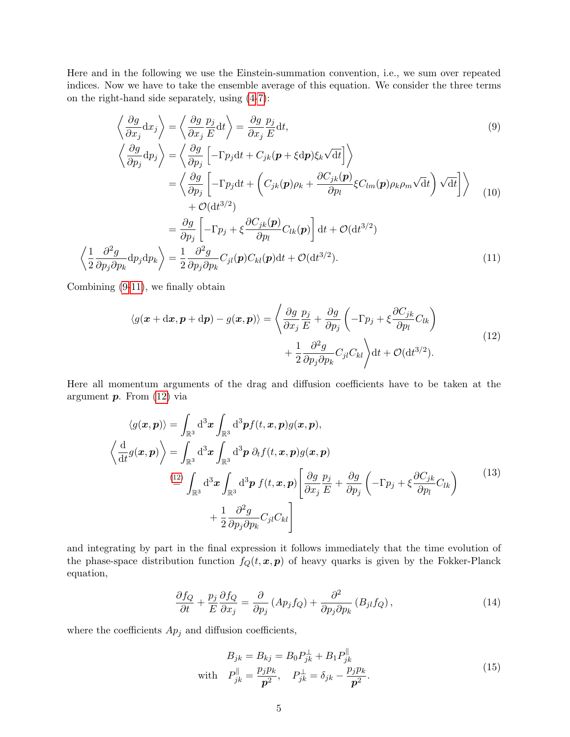Here and in the following we use the Einstein-summation convention, i.e., we sum over repeated indices. Now we have to take the ensemble average of this equation. We consider the three terms on the right-hand side separately, using (4-7):

$$
\left\langle \frac{\partial g}{\partial x_j} \mathrm{d}x_j \right\rangle = \left\langle \frac{\partial g}{\partial x_j} \frac{p_j}{E} \mathrm{d}t \right\rangle = \frac{\partial g}{\partial x_j} \frac{p_j}{E} \mathrm{d}t, \tag{9}
$$

$$
\begin{aligned}
\left\langle \frac{\partial g}{\partial p_j} \mathrm{d}p_j \right\rangle &= \left\langle \frac{\partial g}{\partial p_j} \left[ -\Gamma p_j \mathrm{d}t + C_{jk}(\boldsymbol{p} + \xi \mathrm{d}\boldsymbol{p}) \xi_k \sqrt{\mathrm{d}t} \right] \right\rangle \\
&= \left\langle \frac{\partial g}{\partial p_j} \left[ -\Gamma p_j \mathrm{d}t + \left( C_{jk}(\boldsymbol{p}) \rho_k + \frac{\partial C_{jk}(\boldsymbol{p})}{\partial p_l} \xi C_{lm}(\boldsymbol{p}) \rho_k \rho_m \sqrt{\mathrm{d}t} \right) \sqrt{\mathrm{d}t} \right] \right\rangle \\
&\quad + \mathcal{O}(\mathrm{d}t^{3/2}) \\
&= \frac{\partial g}{\partial p_j} \left[ -\Gamma p_j + \xi \frac{\partial C_{jk}(\boldsymbol{p})}{\partial p_l} C_{lk}(\boldsymbol{p}) \right] \mathrm{d}t + \mathcal{O}(\mathrm{d}t^{3/2})
\end{aligned} \tag{10}
$$

$$
\left\langle \frac{1}{2} \frac{\partial^2 g}{\partial p_j \partial p_k} \mathrm{d}p_j \mathrm{d}p_k \right\rangle = \frac{1}{2} \frac{\partial^2 g}{\partial p_j \partial p_k} C_{jl}(\boldsymbol{p}) C_{kl}(\boldsymbol{p}) \mathrm{d}t + \mathcal{O}(\mathrm{d}t^{3/2}). \tag{11}
$$

Combining (9-11), we finally obtain

$$
\begin{aligned}
\langle g(\boldsymbol{x} + \mathrm{d}\boldsymbol{x}, \boldsymbol{p} + \mathrm{d}\boldsymbol{p}) - g(\boldsymbol{x}, \boldsymbol{p}) \rangle = \Bigg\langle & \frac{\partial g}{\partial x_j} \frac{p_j}{E} + \frac{\partial g}{\partial p_j} \left( -\Gamma p_j + \xi \frac{\partial C_{jk}}{\partial p_l} C_{lk} \right) \\
& + \frac{1}{2} \frac{\partial^2 g}{\partial p_j \partial p_k} C_{jl} C_{kl} \Bigg\rangle \mathrm{d}t + \mathcal{O}(\mathrm{d}t^{3/2}).
\end{aligned} \tag{12}
$$

Here all momentum arguments of the drag and diffusion coefficients have to be taken at the argument $\boldsymbol{p}$. From (12) via

$$
\begin{aligned}
\langle g(\boldsymbol{x}, \boldsymbol{p}) \rangle &= \int_{\mathbb{R}^3} \mathrm{d}^3\boldsymbol{x} \int_{\mathbb{R}^3} \mathrm{d}^3\boldsymbol{p} f(t, \boldsymbol{x}, \boldsymbol{p}) g(\boldsymbol{x}, \boldsymbol{p}), \\
\left\langle \frac{\mathrm{d}}{\mathrm{d}t} g(\boldsymbol{x}, \boldsymbol{p}) \right\rangle &= \int_{\mathbb{R}^3} \mathrm{d}^3\boldsymbol{x} \int_{\mathbb{R}^3} \mathrm{d}^3\boldsymbol{p}\, \partial_t f(t, \boldsymbol{x}, \boldsymbol{p}) g(\boldsymbol{x}, \boldsymbol{p}) \\
&\overset{(12)}{=} \int_{\mathbb{R}^3} \mathrm{d}^3\boldsymbol{x} \int_{\mathbb{R}^3} \mathrm{d}^3\boldsymbol{p}\, f(t, \boldsymbol{x}, \boldsymbol{p}) \Bigg[ \frac{\partial g}{\partial x_j} \frac{p_j}{E} + \frac{\partial g}{\partial p_j} \left( -\Gamma p_j + \xi \frac{\partial C_{jk}}{\partial p_l} C_{lk} \right) \\
&\qquad + \frac{1}{2} \frac{\partial^2 g}{\partial p_j \partial p_k} C_{jl} C_{kl} \Bigg]
\end{aligned} \tag{13}
$$

and integrating by part in the final expression it follows immediately that the time evolution of the phase-space distribution function $f_Q(t, \boldsymbol{x}, \boldsymbol{p})$ of heavy quarks is given by the Fokker-Planck equation,

$$
\frac{\partial f_Q}{\partial t} + \frac{p_j}{E} \frac{\partial f_Q}{\partial x_j} = \frac{\partial}{\partial p_j} \left( A p_j f_Q \right) + \frac{\partial^2}{\partial p_j \partial p_k} \left( B_{jl} f_Q \right), \tag{14}
$$

where the coefficients $A p_j$ and diffusion coefficients,

$$
\begin{aligned}
& B_{jk} = B_{kj} = B_0 P_{jk}^{\perp} + B_1 P_{jk}^{\parallel} \\
\text{with} \quad & P_{jk}^{\parallel} = \frac{p_j p_k}{\boldsymbol{p}^2}, \quad P_{jk}^{\perp} = \delta_{jk} - \frac{p_j p_k}{\boldsymbol{p}^2}.
\end{aligned} \tag{15}
$$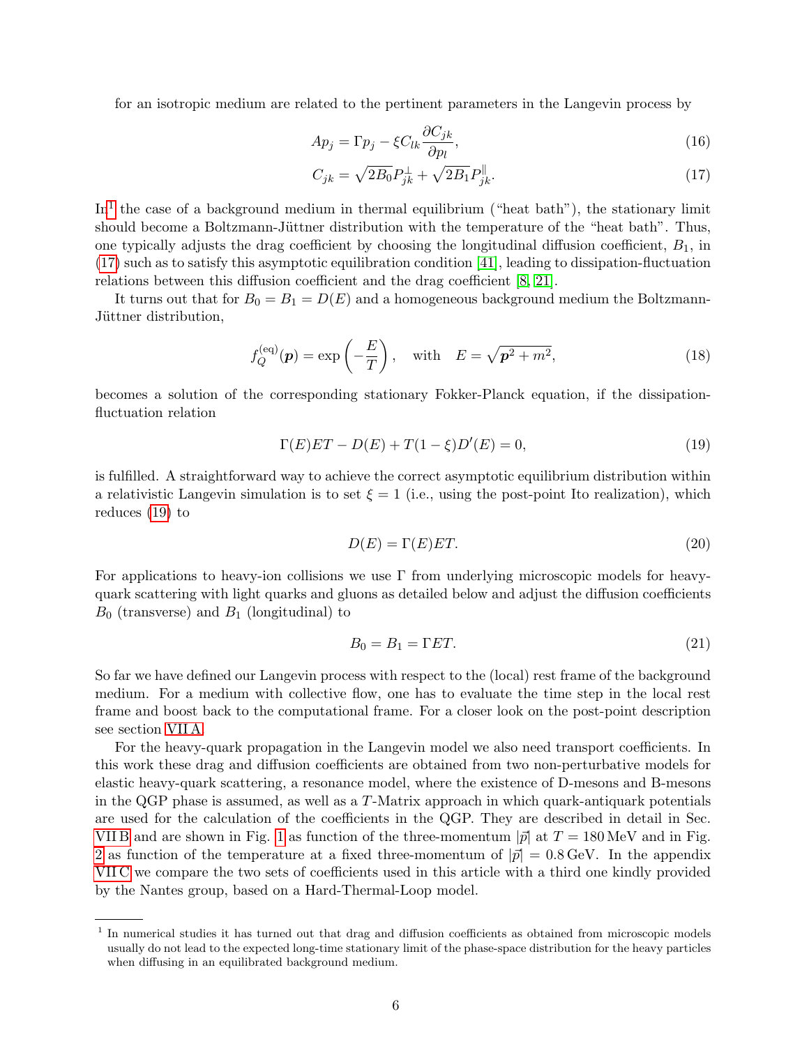for an isotropic medium are related to the pertinent parameters in the Langevin process by

$$A p_j = \Gamma p_j - \xi C_{lk} \frac{\partial C_{jk}}{\partial p_l}, \tag{16}$$

$$C_{jk} = \sqrt{2B_0} P^{\perp}_{jk} + \sqrt{2B_1} P^{\parallel}_{jk}. \tag{17}$$

In[1] the case of a background medium in thermal equilibrium ("heat bath"), the stationary limit should become a Boltzmann-Jüttner distribution with the temperature of the "heat bath". Thus, one typically adjusts the drag coefficient by choosing the longitudinal diffusion coefficient, $B_1$, in (17) such as to satisfy this asymptotic equilibration condition [41], leading to dissipation-fluctuation relations between this diffusion coefficient and the drag coefficient [8, 21].

It turns out that for $B_0 = B_1 = D(E)$ and a homogeneous background medium the Boltzmann-Jüttner distribution,

$$f_Q^{(\mathrm{eq})}(\boldsymbol{p}) = \exp\left(-\frac{E}{T}\right), \quad \text{with} \quad E = \sqrt{\boldsymbol{p}^2 + m^2}, \tag{18}$$

becomes a solution of the corresponding stationary Fokker-Planck equation, if the dissipation-fluctuation relation

$$\Gamma(E) E T - D(E) + T(1-\xi) D'(E) = 0, \tag{19}$$

is fulfilled. A straightforward way to achieve the correct asymptotic equilibrium distribution within a relativistic Langevin simulation is to set $\xi = 1$ (i.e., using the post-point Ito realization), which reduces (19) to

$$D(E) = \Gamma(E) E T. \tag{20}$$

For applications to heavy-ion collisions we use $\Gamma$ from underlying microscopic models for heavy-quark scattering with light quarks and gluons as detailed below and adjust the diffusion coefficients $B_0$ (transverse) and $B_1$ (longitudinal) to

$$B_0 = B_1 = \Gamma E T. \tag{21}$$

So far we have defined our Langevin process with respect to the (local) rest frame of the background medium. For a medium with collective flow, one has to evaluate the time step in the local rest frame and boost back to the computational frame. For a closer look on the post-point description see section VII A.

For the heavy-quark propagation in the Langevin model we also need transport coefficients. In this work these drag and diffusion coefficients are obtained from two non-perturbative models for elastic heavy-quark scattering, a resonance model, where the existence of D-mesons and B-mesons in the QGP phase is assumed, as well as a $T$-Matrix approach in which quark-antiquark potentials are used for the calculation of the coefficients in the QGP. They are described in detail in Sec. VII B and are shown in Fig. 1 as function of the three-momentum $|\vec{p}|$ at $T = 180\,\mathrm{MeV}$ and in Fig. 2 as function of the temperature at a fixed three-momentum of $|\vec{p}| = 0.8\,\mathrm{GeV}$. In the appendix VII C we compare the two sets of coefficients used in this article with a third one kindly provided by the Nantes group, based on a Hard-Thermal-Loop model.

[1] In numerical studies it has turned out that drag and diffusion coefficients as obtained from microscopic models usually do not lead to the expected long-time stationary limit of the phase-space distribution for the heavy particles when diffusing in an equilibrated background medium.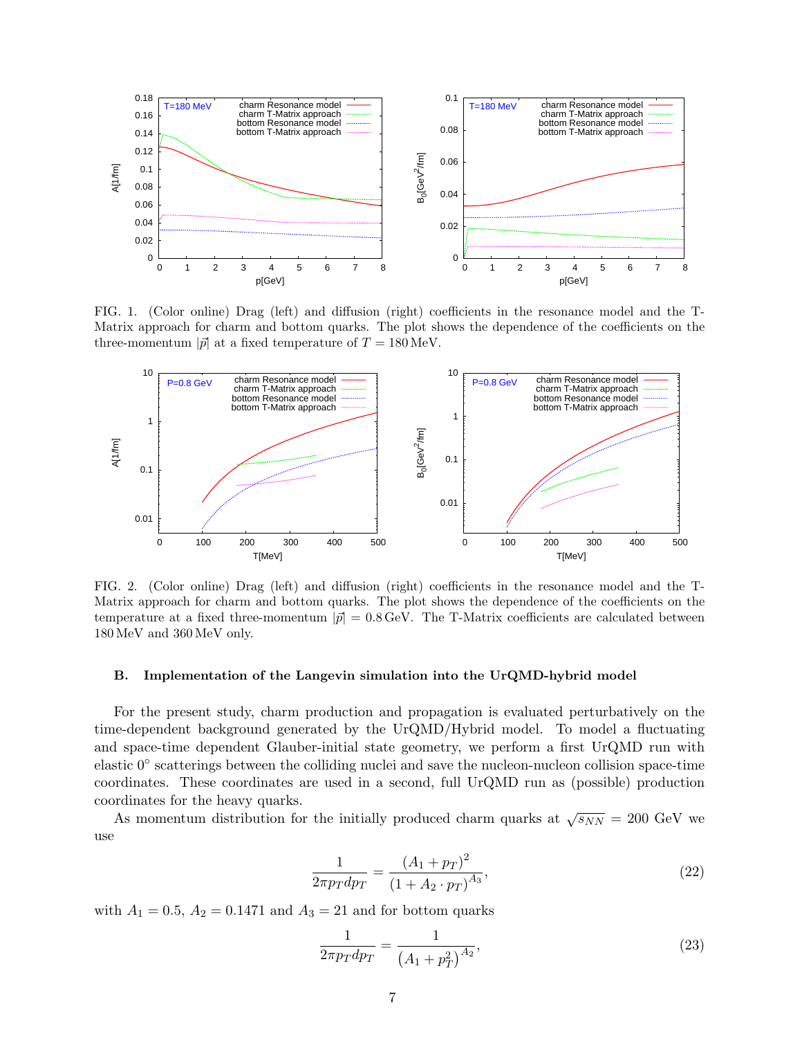FIG. 1. (Color online) Drag (left) and diffusion (right) coefficients in the resonance model and the T-Matrix approach for charm and bottom quarks. The plot shows the dependence of the coefficients on the three-momentum $|\vec{p}|$ at a fixed temperature of $T = 180\,\mathrm{MeV}$.

FIG. 2. (Color online) Drag (left) and diffusion (right) coefficients in the resonance model and the T-Matrix approach for charm and bottom quarks. The plot shows the dependence of the coefficients on the temperature at a fixed three-momentum $|\vec{p}| = 0.8\,\mathrm{GeV}$. The T-Matrix coefficients are calculated between 180 MeV and 360 MeV only.

### B. Implementation of the Langevin simulation into the UrQMD-hybrid model

For the present study, charm production and propagation is evaluated perturbatively on the time-dependent background generated by the UrQMD/Hybrid model. To model a fluctuating and space-time dependent Glauber-initial state geometry, we perform a first UrQMD run with elastic $0^\circ$ scatterings between the colliding nuclei and save the nucleon-nucleon collision space-time coordinates. These coordinates are used in a second, full UrQMD run as (possible) production coordinates for the heavy quarks.

As momentum distribution for the initially produced charm quarks at $\sqrt{s_{NN}} = 200$ GeV we use

$$\frac{1}{2\pi p_T dp_T} = \frac{(A_1 + p_T)^2}{(1 + A_2 \cdot p_T)^{A_3}}, \tag{22}$$

with $A_1 = 0.5$, $A_2 = 0.1471$ and $A_3 = 21$ and for bottom quarks

$$\frac{1}{2\pi p_T dp_T} = \frac{1}{(A_1 + p_T^2)^{A_2}}, \tag{23}$$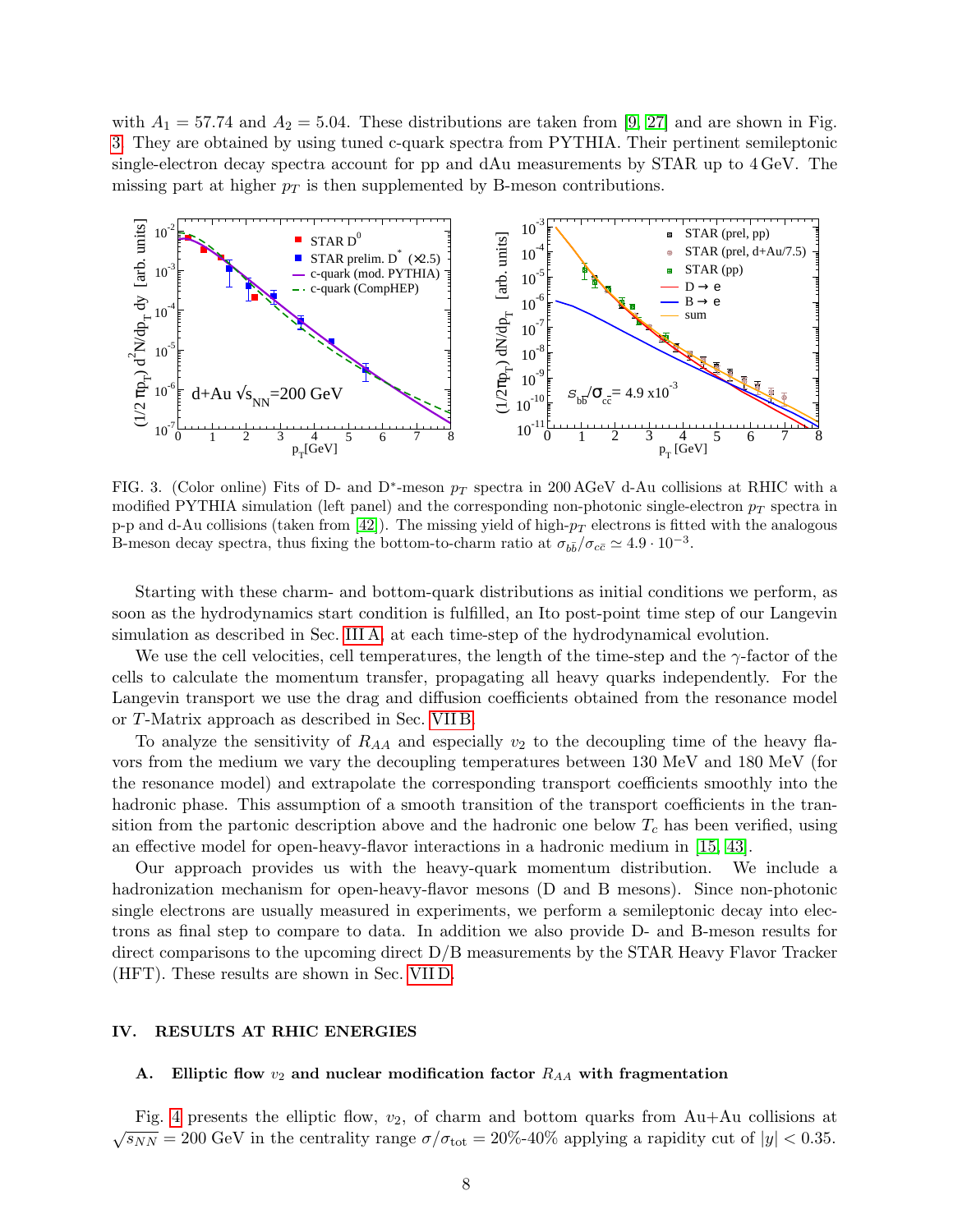with $A_1 = 57.74$ and $A_2 = 5.04$. These distributions are taken from [9, 27] and are shown in Fig. 3. They are obtained by using tuned c-quark spectra from PYTHIA. Their pertinent semileptonic single-electron decay spectra account for pp and dAu measurements by STAR up to 4 GeV. The missing part at higher $p_T$ is then supplemented by B-meson contributions.

FIG. 3. (Color online) Fits of D- and D*-meson $p_T$ spectra in 200 AGeV d-Au collisions at RHIC with a modified PYTHIA simulation (left panel) and the corresponding non-photonic single-electron $p_T$ spectra in p-p and d-Au collisions (taken from [42]). The missing yield of high-$p_T$ electrons is fitted with the analogous B-meson decay spectra, thus fixing the bottom-to-charm ratio at $\sigma_{b\bar{b}}/\sigma_{c\bar{c}} \simeq 4.9 \cdot 10^{-3}$.

Starting with these charm- and bottom-quark distributions as initial conditions we perform, as soon as the hydrodynamics start condition is fulfilled, an Ito post-point time step of our Langevin simulation as described in Sec. III A, at each time-step of the hydrodynamical evolution.

We use the cell velocities, cell temperatures, the length of the time-step and the $\gamma$-factor of the cells to calculate the momentum transfer, propagating all heavy quarks independently. For the Langevin transport we use the drag and diffusion coefficients obtained from the resonance model or $T$-Matrix approach as described in Sec. VII B.

To analyze the sensitivity of $R_{AA}$ and especially $v_2$ to the decoupling time of the heavy flavors from the medium we vary the decoupling temperatures between 130 MeV and 180 MeV (for the resonance model) and extrapolate the corresponding transport coefficients smoothly into the hadronic phase. This assumption of a smooth transition of the transport coefficients in the transition from the partonic description above and the hadronic one below $T_c$ has been verified, using an effective model for open-heavy-flavor interactions in a hadronic medium in [15, 43].

Our approach provides us with the heavy-quark momentum distribution. We include a hadronization mechanism for open-heavy-flavor mesons (D and B mesons). Since non-photonic single electrons are usually measured in experiments, we perform a semileptonic decay into electrons as final step to compare to data. In addition we also provide D- and B-meson results for direct comparisons to the upcoming direct D/B measurements by the STAR Heavy Flavor Tracker (HFT). These results are shown in Sec. VII D.

## IV. RESULTS AT RHIC ENERGIES

### A. Elliptic flow $v_2$ and nuclear modification factor $R_{AA}$ with fragmentation

Fig. 4 presents the elliptic flow, $v_2$, of charm and bottom quarks from Au+Au collisions at $\sqrt{s_{NN}} = 200$ GeV in the centrality range $\sigma/\sigma_{\text{tot}} = 20\%$-$40\%$ applying a rapidity cut of $|y| < 0.35$.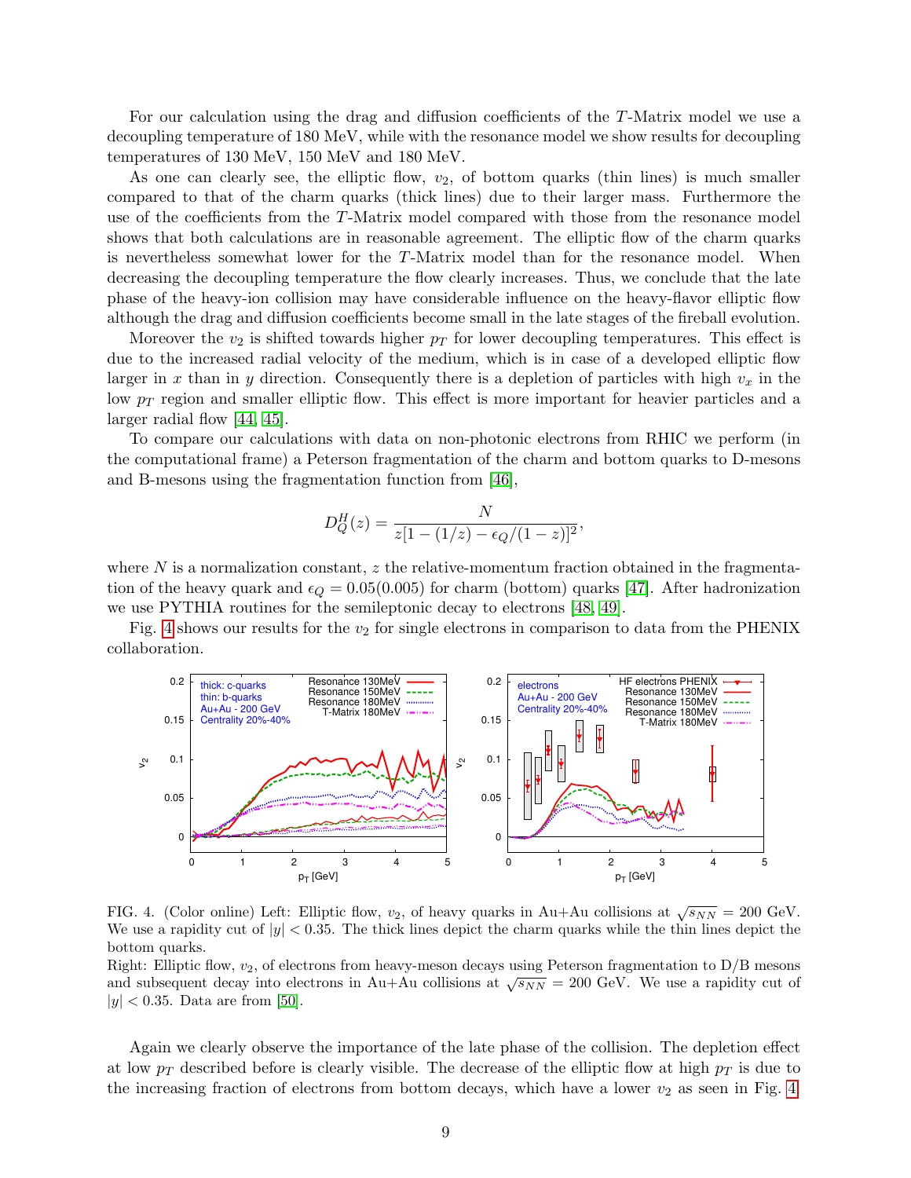For our calculation using the drag and diffusion coefficients of the $T$-Matrix model we use a decoupling temperature of 180 MeV, while with the resonance model we show results for decoupling temperatures of 130 MeV, 150 MeV and 180 MeV.

As one can clearly see, the elliptic flow, $v_2$, of bottom quarks (thin lines) is much smaller compared to that of the charm quarks (thick lines) due to their larger mass. Furthermore the use of the coefficients from the $T$-Matrix model compared with those from the resonance model shows that both calculations are in reasonable agreement. The elliptic flow of the charm quarks is nevertheless somewhat lower for the $T$-Matrix model than for the resonance model. When decreasing the decoupling temperature the flow clearly increases. Thus, we conclude that the late phase of the heavy-ion collision may have considerable influence on the heavy-flavor elliptic flow although the drag and diffusion coefficients become small in the late stages of the fireball evolution.

Moreover the $v_2$ is shifted towards higher $p_T$ for lower decoupling temperatures. This effect is due to the increased radial velocity of the medium, which is in case of a developed elliptic flow larger in $x$ than in $y$ direction. Consequently there is a depletion of particles with high $v_x$ in the low $p_T$ region and smaller elliptic flow. This effect is more important for heavier particles and a larger radial flow [44, 45].

To compare our calculations with data on non-photonic electrons from RHIC we perform (in the computational frame) a Peterson fragmentation of the charm and bottom quarks to D-mesons and B-mesons using the fragmentation function from [46],

$$D_Q^H(z) = \frac{N}{z[1-(1/z)-\epsilon_Q/(1-z)]^2},$$

where $N$ is a normalization constant, $z$ the relative-momentum fraction obtained in the fragmentation of the heavy quark and $\epsilon_Q = 0.05(0.005)$ for charm (bottom) quarks [47]. After hadronization we use PYTHIA routines for the semileptonic decay to electrons [48, 49].

Fig. 4 shows our results for the $v_2$ for single electrons in comparison to data from the PHENIX collaboration.

FIG. 4. (Color online) Left: Elliptic flow, $v_2$, of heavy quarks in Au+Au collisions at $\sqrt{s_{NN}} = 200$ GeV. We use a rapidity cut of $|y| < 0.35$. The thick lines depict the charm quarks while the thin lines depict the bottom quarks.
Right: Elliptic flow, $v_2$, of electrons from heavy-meson decays using Peterson fragmentation to D/B mesons and subsequent decay into electrons in Au+Au collisions at $\sqrt{s_{NN}} = 200$ GeV. We use a rapidity cut of $|y| < 0.35$. Data are from [50].

Again we clearly observe the importance of the late phase of the collision. The depletion effect at low $p_T$ described before is clearly visible. The decrease of the elliptic flow at high $p_T$ is due to the increasing fraction of electrons from bottom decays, which have a lower $v_2$ as seen in Fig. 4.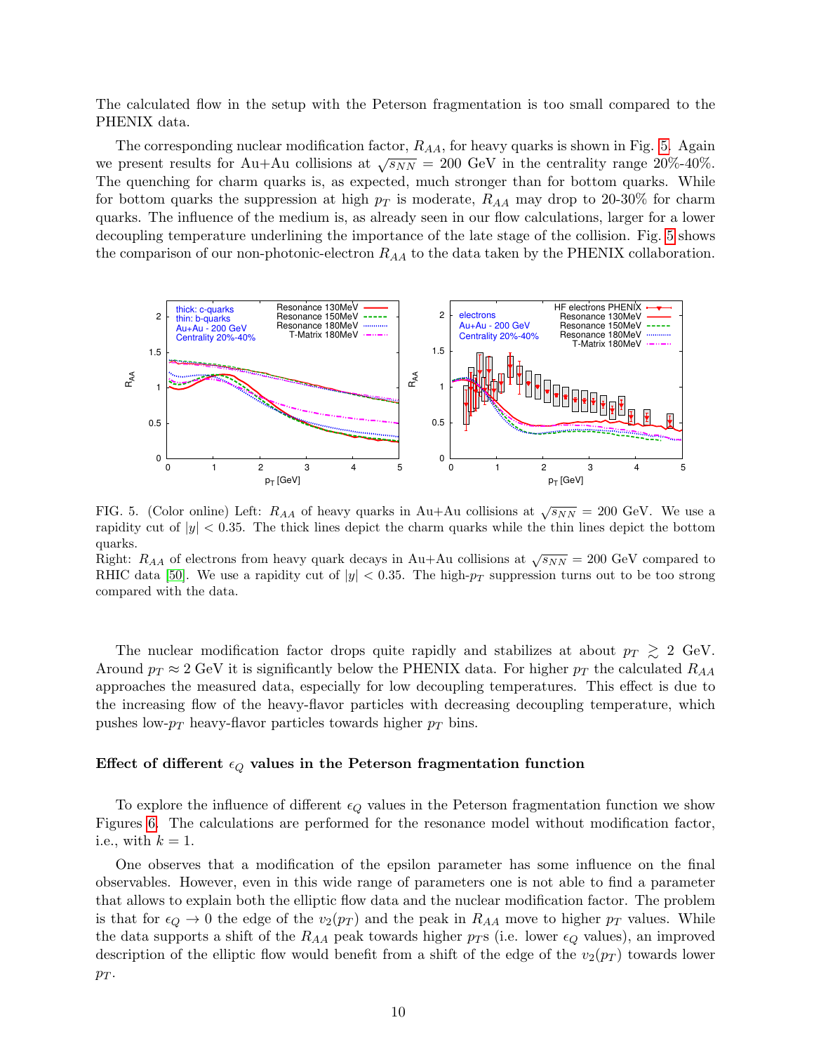The calculated flow in the setup with the Peterson fragmentation is too small compared to the PHENIX data.

The corresponding nuclear modification factor, $R_{AA}$, for heavy quarks is shown in Fig. 5. Again we present results for Au+Au collisions at $\sqrt{s_{NN}} = 200$ GeV in the centrality range 20%-40%. The quenching for charm quarks is, as expected, much stronger than for bottom quarks. While for bottom quarks the suppression at high $p_T$ is moderate, $R_{AA}$ may drop to 20-30% for charm quarks. The influence of the medium is, as already seen in our flow calculations, larger for a lower decoupling temperature underlining the importance of the late stage of the collision. Fig. 5 shows the comparison of our non-photonic-electron $R_{AA}$ to the data taken by the PHENIX collaboration.

FIG. 5. (Color online) Left: $R_{AA}$ of heavy quarks in Au+Au collisions at $\sqrt{s_{NN}} = 200$ GeV. We use a rapidity cut of $|y| < 0.35$. The thick lines depict the charm quarks while the thin lines depict the bottom quarks.
Right: $R_{AA}$ of electrons from heavy quark decays in Au+Au collisions at $\sqrt{s_{NN}} = 200$ GeV compared to RHIC data [50]. We use a rapidity cut of $|y| < 0.35$. The high-$p_T$ suppression turns out to be too strong compared with the data.

The nuclear modification factor drops quite rapidly and stabilizes at about $p_T \gtrsim 2$ GeV. Around $p_T \approx 2$ GeV it is significantly below the PHENIX data. For higher $p_T$ the calculated $R_{AA}$ approaches the measured data, especially for low decoupling temperatures. This effect is due to the increasing flow of the heavy-flavor particles with decreasing decoupling temperature, which pushes low-$p_T$ heavy-flavor particles towards higher $p_T$ bins.

### Effect of different $\epsilon_Q$ values in the Peterson fragmentation function

To explore the influence of different $\epsilon_Q$ values in the Peterson fragmentation function we show Figures 6. The calculations are performed for the resonance model without modification factor, i.e., with $k = 1$.

One observes that a modification of the epsilon parameter has some influence on the final observables. However, even in this wide range of parameters one is not able to find a parameter that allows to explain both the elliptic flow data and the nuclear modification factor. The problem is that for $\epsilon_Q \to 0$ the edge of the $v_2(p_T)$ and the peak in $R_{AA}$ move to higher $p_T$ values. While the data supports a shift of the $R_{AA}$ peak towards higher $p_T$s (i.e. lower $\epsilon_Q$ values), an improved description of the elliptic flow would benefit from a shift of the edge of the $v_2(p_T)$ towards lower $p_T$.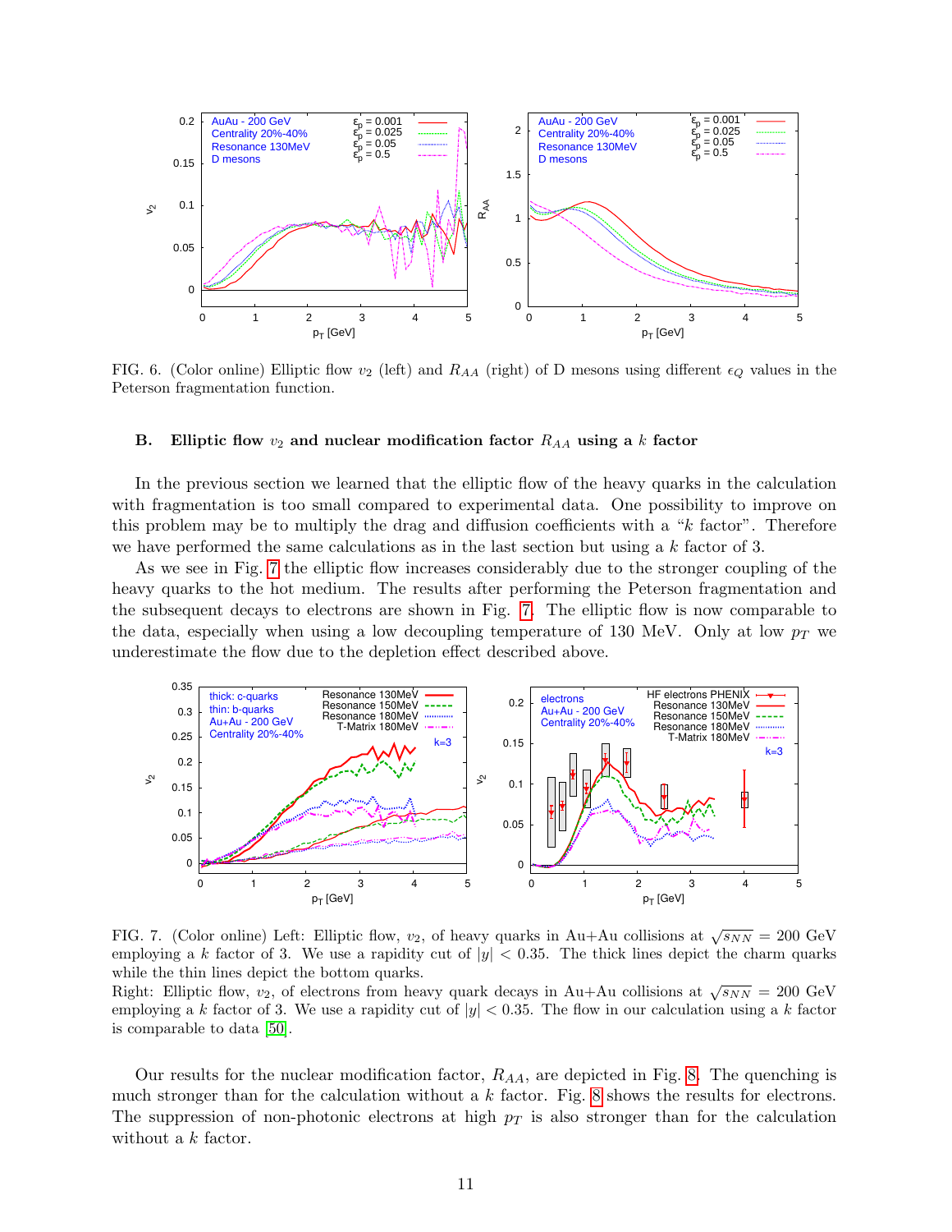FIG. 6. (Color online) Elliptic flow $v_2$ (left) and $R_{AA}$ (right) of D mesons using different $\epsilon_Q$ values in the Peterson fragmentation function.

### B. Elliptic flow $v_2$ and nuclear modification factor $R_{AA}$ using a $k$ factor

In the previous section we learned that the elliptic flow of the heavy quarks in the calculation with fragmentation is too small compared to experimental data. One possibility to improve on this problem may be to multiply the drag and diffusion coefficients with a "$k$ factor". Therefore we have performed the same calculations as in the last section but using a $k$ factor of 3.

As we see in Fig. 7 the elliptic flow increases considerably due to the stronger coupling of the heavy quarks to the hot medium. The results after performing the Peterson fragmentation and the subsequent decays to electrons are shown in Fig. 7. The elliptic flow is now comparable to the data, especially when using a low decoupling temperature of 130 MeV. Only at low $p_T$ we underestimate the flow due to the depletion effect described above.

FIG. 7. (Color online) Left: Elliptic flow, $v_2$, of heavy quarks in Au+Au collisions at $\sqrt{s_{NN}} = 200$ GeV employing a $k$ factor of 3. We use a rapidity cut of $|y| < 0.35$. The thick lines depict the charm quarks while the thin lines depict the bottom quarks.
Right: Elliptic flow, $v_2$, of electrons from heavy quark decays in Au+Au collisions at $\sqrt{s_{NN}} = 200$ GeV employing a $k$ factor of 3. We use a rapidity cut of $|y| < 0.35$. The flow in our calculation using a $k$ factor is comparable to data [50].

Our results for the nuclear modification factor, $R_{AA}$, are depicted in Fig. 8. The quenching is much stronger than for the calculation without a $k$ factor. Fig. 8 shows the results for electrons. The suppression of non-photonic electrons at high $p_T$ is also stronger than for the calculation without a $k$ factor.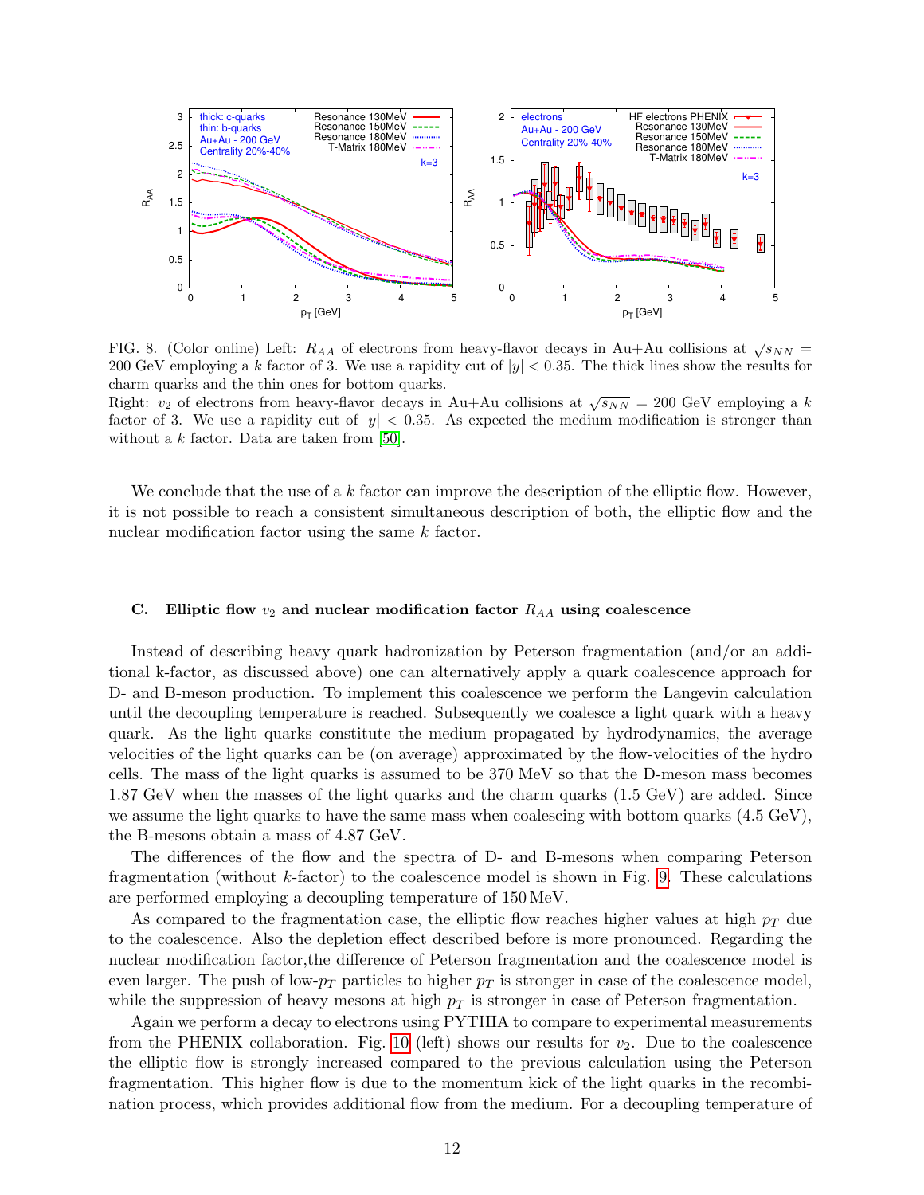FIG. 8. (Color online) Left: $R_{AA}$ of electrons from heavy-flavor decays in Au+Au collisions at $\sqrt{s_{NN}} = 200$ GeV employing a $k$ factor of 3. We use a rapidity cut of $|y| < 0.35$. The thick lines show the results for charm quarks and the thin ones for bottom quarks.
Right: $v_2$ of electrons from heavy-flavor decays in Au+Au collisions at $\sqrt{s_{NN}} = 200$ GeV employing a $k$ factor of 3. We use a rapidity cut of $|y| < 0.35$. As expected the medium modification is stronger than without a $k$ factor. Data are taken from [50].

We conclude that the use of a $k$ factor can improve the description of the elliptic flow. However, it is not possible to reach a consistent simultaneous description of both, the elliptic flow and the nuclear modification factor using the same $k$ factor.

### C. Elliptic flow $v_2$ and nuclear modification factor $R_{AA}$ using coalescence

Instead of describing heavy quark hadronization by Peterson fragmentation (and/or an additional k-factor, as discussed above) one can alternatively apply a quark coalescence approach for D- and B-meson production. To implement this coalescence we perform the Langevin calculation until the decoupling temperature is reached. Subsequently we coalesce a light quark with a heavy quark. As the light quarks constitute the medium propagated by hydrodynamics, the average velocities of the light quarks can be (on average) approximated by the flow-velocities of the hydro cells. The mass of the light quarks is assumed to be 370 MeV so that the D-meson mass becomes 1.87 GeV when the masses of the light quarks and the charm quarks (1.5 GeV) are added. Since we assume the light quarks to have the same mass when coalescing with bottom quarks (4.5 GeV), the B-mesons obtain a mass of 4.87 GeV.

The differences of the flow and the spectra of D- and B-mesons when comparing Peterson fragmentation (without $k$-factor) to the coalescence model is shown in Fig. 9. These calculations are performed employing a decoupling temperature of 150 MeV.

As compared to the fragmentation case, the elliptic flow reaches higher values at high $p_T$ due to the coalescence. Also the depletion effect described before is more pronounced. Regarding the nuclear modification factor,the difference of Peterson fragmentation and the coalescence model is even larger. The push of low-$p_T$ particles to higher $p_T$ is stronger in case of the coalescence model, while the suppression of heavy mesons at high $p_T$ is stronger in case of Peterson fragmentation.

Again we perform a decay to electrons using PYTHIA to compare to experimental measurements from the PHENIX collaboration. Fig. 10 (left) shows our results for $v_2$. Due to the coalescence the elliptic flow is strongly increased compared to the previous calculation using the Peterson fragmentation. This higher flow is due to the momentum kick of the light quarks in the recombination process, which provides additional flow from the medium. For a decoupling temperature of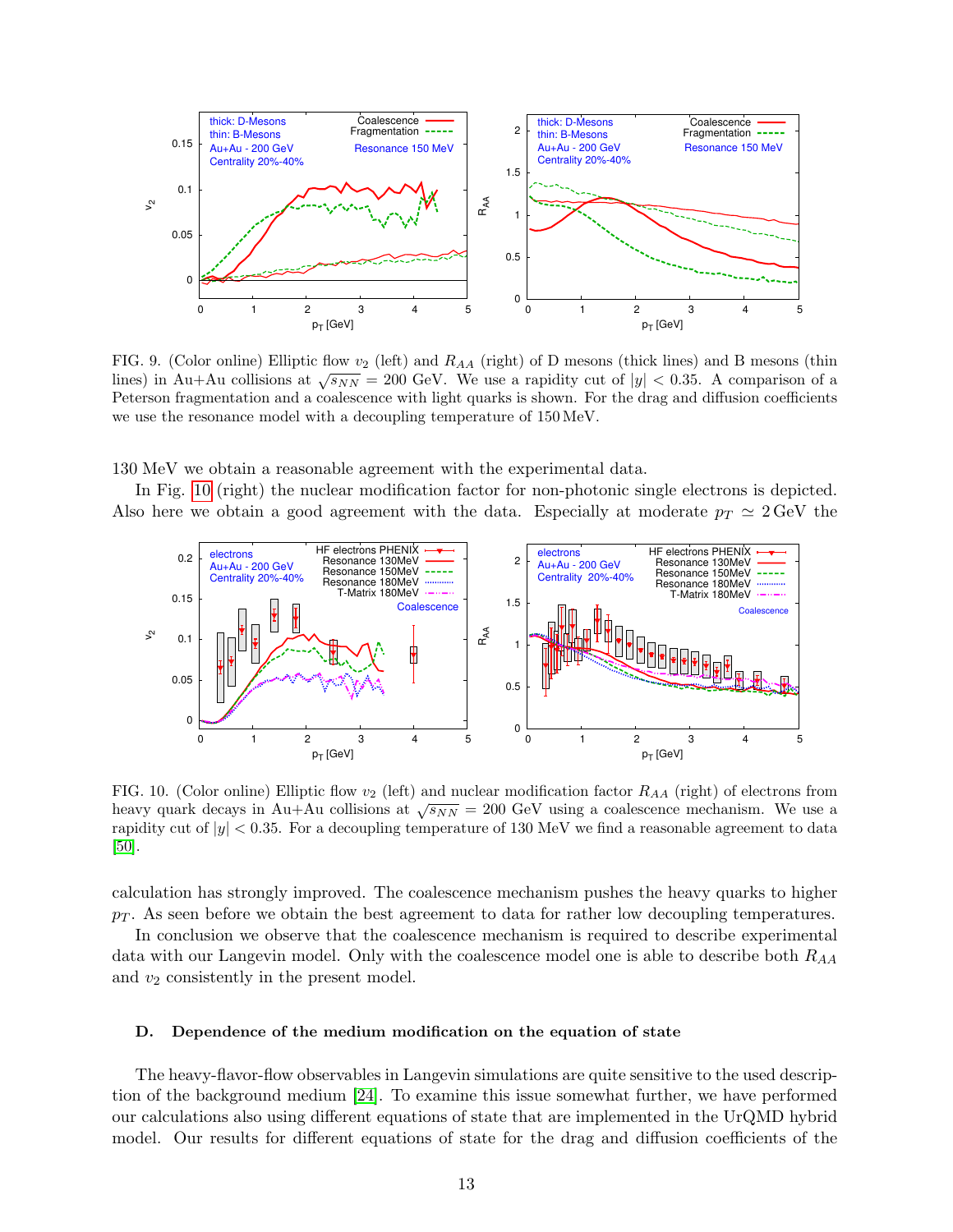FIG. 9. (Color online) Elliptic flow $v_2$ (left) and $R_{AA}$ (right) of D mesons (thick lines) and B mesons (thin lines) in Au+Au collisions at $\sqrt{s_{NN}}$ = 200 GeV. We use a rapidity cut of $|y| < 0.35$. A comparison of a Peterson fragmentation and a coalescence with light quarks is shown. For the drag and diffusion coefficients we use the resonance model with a decoupling temperature of 150 MeV.

130 MeV we obtain a reasonable agreement with the experimental data.

In Fig. 10 (right) the nuclear modification factor for non-photonic single electrons is depicted. Also here we obtain a good agreement with the data. Especially at moderate $p_T \simeq 2\,\text{GeV}$ the calculation has strongly improved. The coalescence mechanism pushes the heavy quarks to higher $p_T$. As seen before we obtain the best agreement to data for rather low decoupling temperatures.

FIG. 10. (Color online) Elliptic flow $v_2$ (left) and nuclear modification factor $R_{AA}$ (right) of electrons from heavy quark decays in Au+Au collisions at $\sqrt{s_{NN}}$ = 200 GeV using a coalescence mechanism. We use a rapidity cut of $|y| < 0.35$. For a decoupling temperature of 130 MeV we find a reasonable agreement to data [50].

In conclusion we observe that the coalescence mechanism is required to describe experimental data with our Langevin model. Only with the coalescence model one is able to describe both $R_{AA}$ and $v_2$ consistently in the present model.

### D. Dependence of the medium modification on the equation of state

The heavy-flavor-flow observables in Langevin simulations are quite sensitive to the used description of the background medium [24]. To examine this issue somewhat further, we have performed our calculations also using different equations of state that are implemented in the UrQMD hybrid model. Our results for different equations of state for the drag and diffusion coefficients of the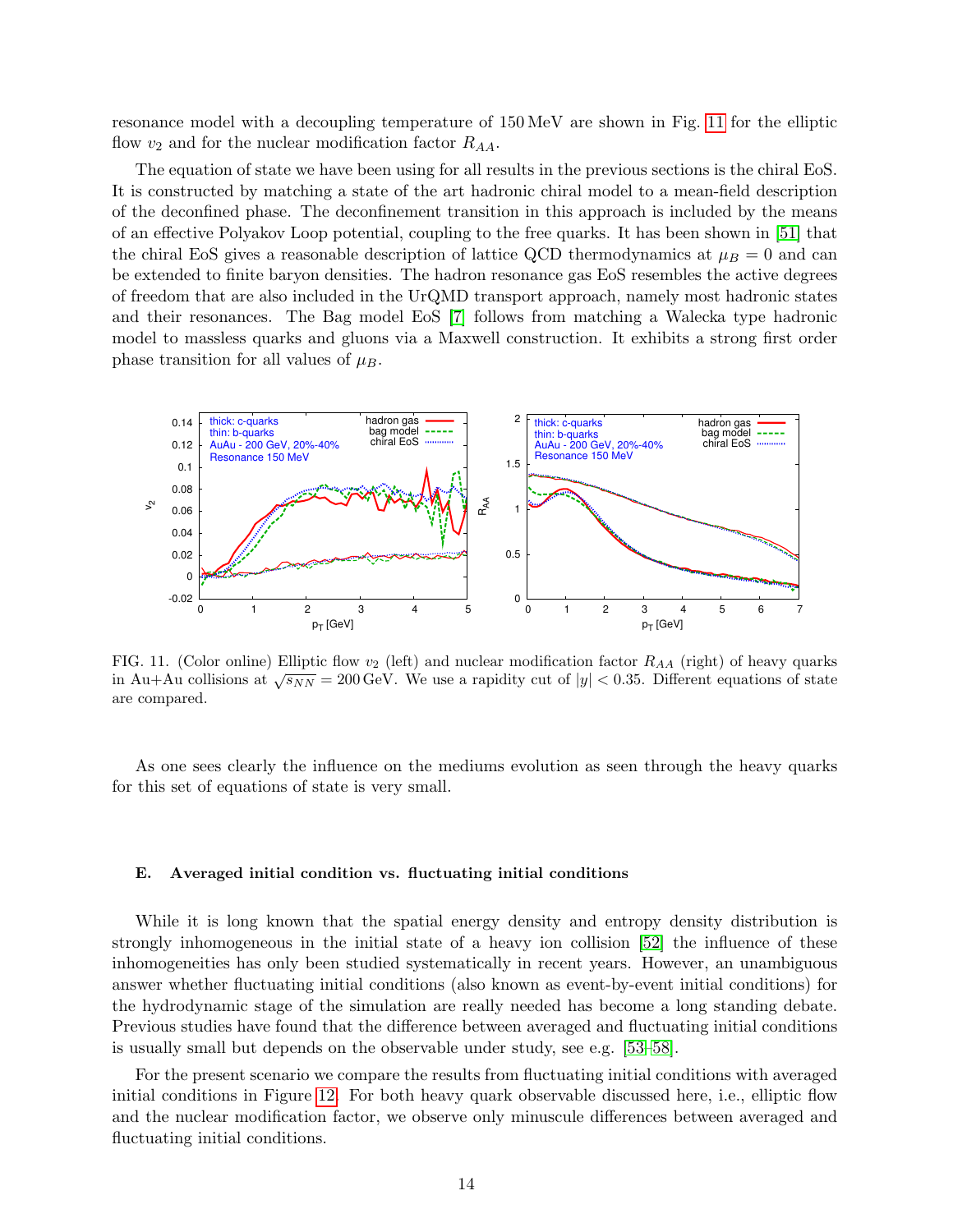resonance model with a decoupling temperature of 150 MeV are shown in Fig. 11 for the elliptic flow $v_2$ and for the nuclear modification factor $R_{AA}$.

The equation of state we have been using for all results in the previous sections is the chiral EoS. It is constructed by matching a state of the art hadronic chiral model to a mean-field description of the deconfined phase. The deconfinement transition in this approach is included by the means of an effective Polyakov Loop potential, coupling to the free quarks. It has been shown in [51] that the chiral EoS gives a reasonable description of lattice QCD thermodynamics at $\mu_B = 0$ and can be extended to finite baryon densities. The hadron resonance gas EoS resembles the active degrees of freedom that are also included in the UrQMD transport approach, namely most hadronic states and their resonances. The Bag model EoS [7] follows from matching a Walecka type hadronic model to massless quarks and gluons via a Maxwell construction. It exhibits a strong first order phase transition for all values of $\mu_B$.

FIG. 11. (Color online) Elliptic flow $v_2$ (left) and nuclear modification factor $R_{AA}$ (right) of heavy quarks in Au+Au collisions at $\sqrt{s_{NN}} = 200\,\text{GeV}$. We use a rapidity cut of $|y| < 0.35$. Different equations of state are compared.

As one sees clearly the influence on the mediums evolution as seen through the heavy quarks for this set of equations of state is very small.

### E. Averaged initial condition vs. fluctuating initial conditions

While it is long known that the spatial energy density and entropy density distribution is strongly inhomogeneous in the initial state of a heavy ion collision [52] the influence of these inhomogeneities has only been studied systematically in recent years. However, an unambiguous answer whether fluctuating initial conditions (also known as event-by-event initial conditions) for the hydrodynamic stage of the simulation are really needed has become a long standing debate. Previous studies have found that the difference between averaged and fluctuating initial conditions is usually small but depends on the observable under study, see e.g. [53–58].

For the present scenario we compare the results from fluctuating initial conditions with averaged initial conditions in Figure 12. For both heavy quark observable discussed here, i.e., elliptic flow and the nuclear modification factor, we observe only minuscule differences between averaged and fluctuating initial conditions.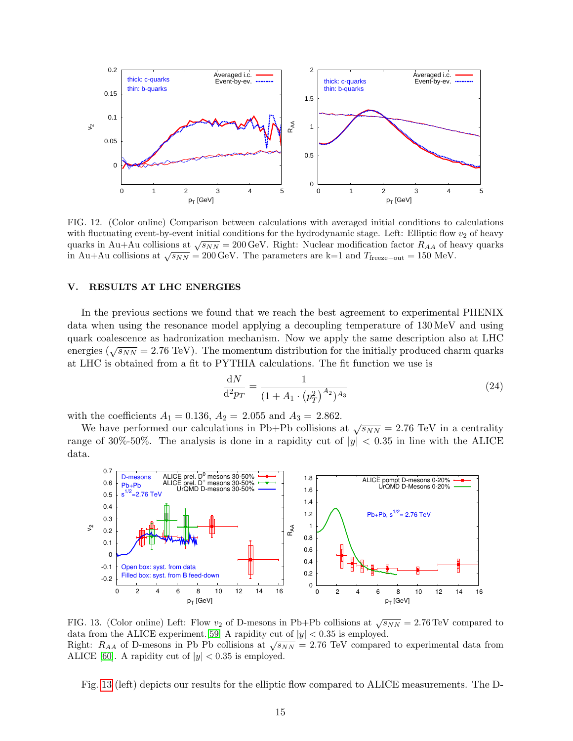FIG. 12. (Color online) Comparison between calculations with averaged initial conditions to calculations with fluctuating event-by-event initial conditions for the hydrodynamic stage. Left: Elliptic flow $v_2$ of heavy quarks in Au+Au collisions at $\sqrt{s_{NN}} = 200\,\text{GeV}$. Right: Nuclear modification factor $R_{AA}$ of heavy quarks in Au+Au collisions at $\sqrt{s_{NN}} = 200\,\text{GeV}$. The parameters are k=1 and $T_{\text{freeze-out}} = 150$ MeV.

## V. RESULTS AT LHC ENERGIES

In the previous sections we found that we reach the best agreement to experimental PHENIX data when using the resonance model applying a decoupling temperature of 130 MeV and using quark coalescence as hadronization mechanism. Now we apply the same description also at LHC energies ($\sqrt{s_{NN}} = 2.76$ TeV). The momentum distribution for the initially produced charm quarks at LHC is obtained from a fit to PYTHIA calculations. The fit function we use is

$$\frac{\mathrm{d}N}{\mathrm{d}^2 p_T} = \frac{1}{(1 + A_1 \cdot (p_T^2)^{A_2})^{A_3}} \tag{24}$$

with the coefficients $A_1 = 0.136$, $A_2 = 2.055$ and $A_3 = 2.862$.

We have performed our calculations in Pb+Pb collisions at $\sqrt{s_{NN}} = 2.76$ TeV in a centrality range of 30%-50%. The analysis is done in a rapidity cut of $|y| < 0.35$ in line with the ALICE data.

FIG. 13. (Color online) Left: Flow $v_2$ of D-mesons in Pb+Pb collisions at $\sqrt{s_{NN}} = 2.76\,\text{TeV}$ compared to data from the ALICE experiment.[59] A rapidity cut of $|y| < 0.35$ is employed.
Right: $R_{AA}$ of D-mesons in Pb Pb collisions at $\sqrt{s_{NN}} = 2.76$ TeV compared to experimental data from ALICE [60]. A rapidity cut of $|y| < 0.35$ is employed.

Fig. 13 (left) depicts our results for the elliptic flow compared to ALICE measurements. The D-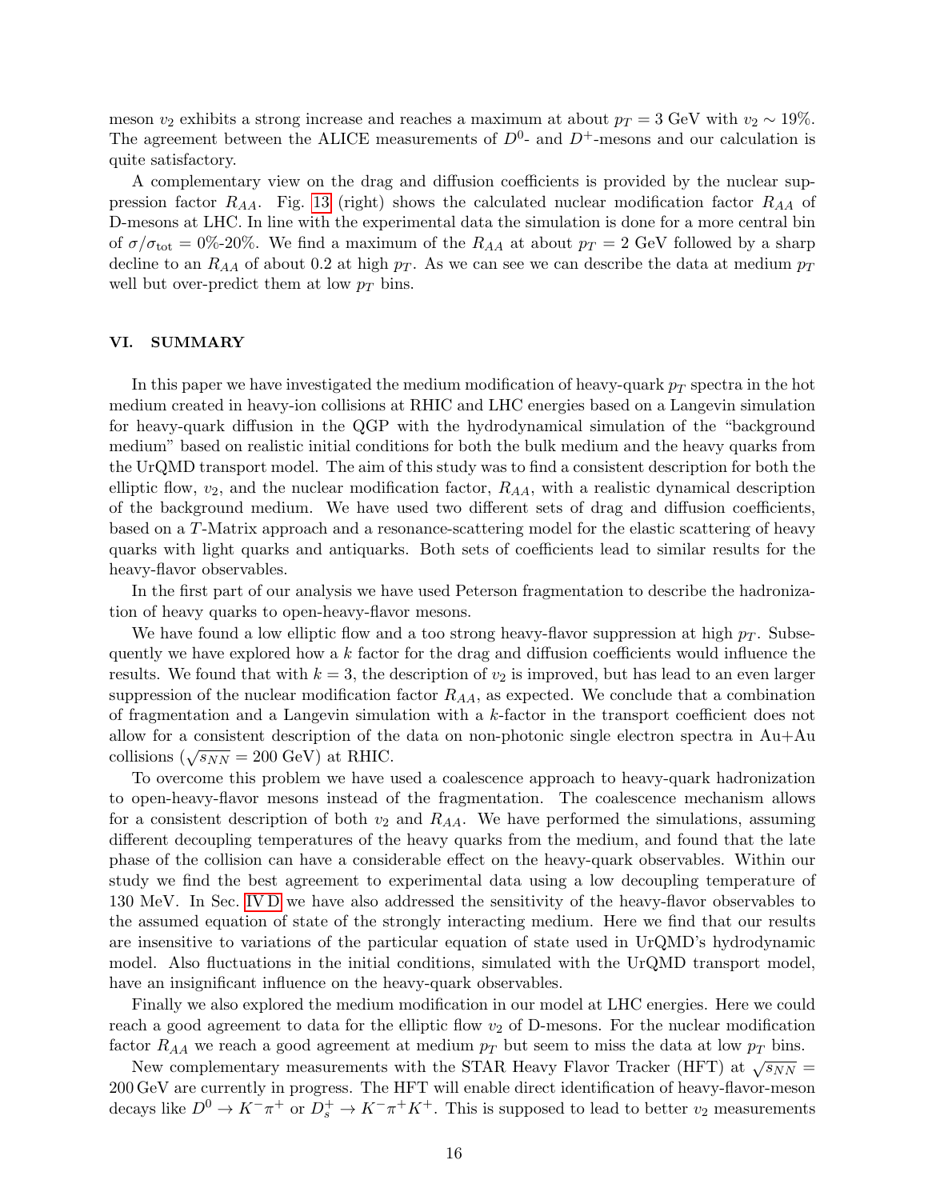meson $v_2$ exhibits a strong increase and reaches a maximum at about $p_T = 3$ GeV with $v_2 \sim 19\%$. The agreement between the ALICE measurements of $D^0$- and $D^+$-mesons and our calculation is quite satisfactory.

A complementary view on the drag and diffusion coefficients is provided by the nuclear suppression factor $R_{AA}$. Fig. 13 (right) shows the calculated nuclear modification factor $R_{AA}$ of D-mesons at LHC. In line with the experimental data the simulation is done for a more central bin of $\sigma/\sigma_{\mathrm{tot}} = 0\%$-$20\%$. We find a maximum of the $R_{AA}$ at about $p_T = 2$ GeV followed by a sharp decline to an $R_{AA}$ of about 0.2 at high $p_T$. As we can see we can describe the data at medium $p_T$ well but over-predict them at low $p_T$ bins.

## VI. SUMMARY

In this paper we have investigated the medium modification of heavy-quark $p_T$ spectra in the hot medium created in heavy-ion collisions at RHIC and LHC energies based on a Langevin simulation for heavy-quark diffusion in the QGP with the hydrodynamical simulation of the "background medium" based on realistic initial conditions for both the bulk medium and the heavy quarks from the UrQMD transport model. The aim of this study was to find a consistent description for both the elliptic flow, $v_2$, and the nuclear modification factor, $R_{AA}$, with a realistic dynamical description of the background medium. We have used two different sets of drag and diffusion coefficients, based on a $T$-Matrix approach and a resonance-scattering model for the elastic scattering of heavy quarks with light quarks and antiquarks. Both sets of coefficients lead to similar results for the heavy-flavor observables.

In the first part of our analysis we have used Peterson fragmentation to describe the hadronization of heavy quarks to open-heavy-flavor mesons.

We have found a low elliptic flow and a too strong heavy-flavor suppression at high $p_T$. Subsequently we have explored how a $k$ factor for the drag and diffusion coefficients would influence the results. We found that with $k = 3$, the description of $v_2$ is improved, but has lead to an even larger suppression of the nuclear modification factor $R_{AA}$, as expected. We conclude that a combination of fragmentation and a Langevin simulation with a $k$-factor in the transport coefficient does not allow for a consistent description of the data on non-photonic single electron spectra in Au+Au collisions ($\sqrt{s_{NN}} = 200$ GeV) at RHIC.

To overcome this problem we have used a coalescence approach to heavy-quark hadronization to open-heavy-flavor mesons instead of the fragmentation. The coalescence mechanism allows for a consistent description of both $v_2$ and $R_{AA}$. We have performed the simulations, assuming different decoupling temperatures of the heavy quarks from the medium, and found that the late phase of the collision can have a considerable effect on the heavy-quark observables. Within our study we find the best agreement to experimental data using a low decoupling temperature of 130 MeV. In Sec. IV D we have also addressed the sensitivity of the heavy-flavor observables to the assumed equation of state of the strongly interacting medium. Here we find that our results are insensitive to variations of the particular equation of state used in UrQMD's hydrodynamic model. Also fluctuations in the initial conditions, simulated with the UrQMD transport model, have an insignificant influence on the heavy-quark observables.

Finally we also explored the medium modification in our model at LHC energies. Here we could reach a good agreement to data for the elliptic flow $v_2$ of D-mesons. For the nuclear modification factor $R_{AA}$ we reach a good agreement at medium $p_T$ but seem to miss the data at low $p_T$ bins.

New complementary measurements with the STAR Heavy Flavor Tracker (HFT) at $\sqrt{s_{NN}} = 200\,\mathrm{GeV}$ are currently in progress. The HFT will enable direct identification of heavy-flavor-meson decays like $D^0 \rightarrow K^-\pi^+$ or $D_s^+ \rightarrow K^-\pi^+K^+$. This is supposed to lead to better $v_2$ measurements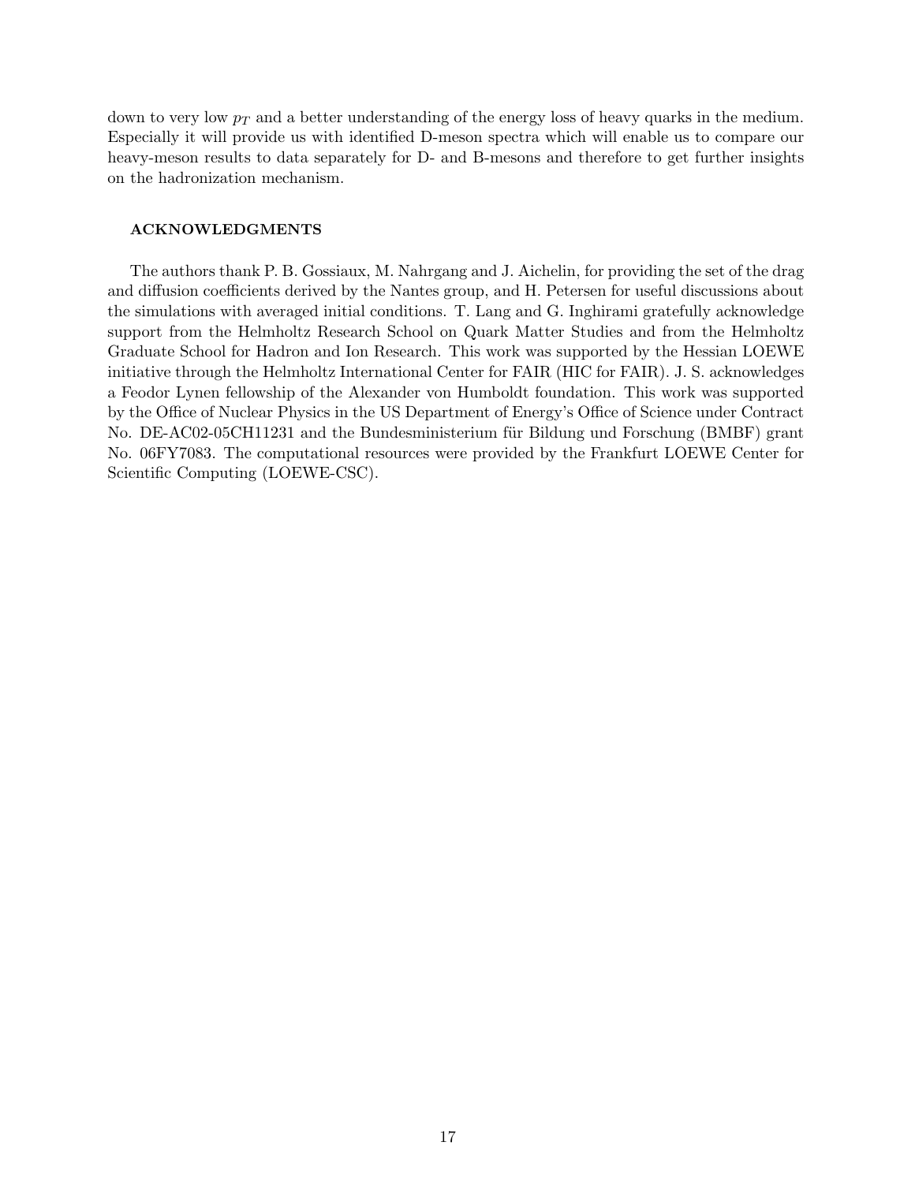down to very low $p_T$ and a better understanding of the energy loss of heavy quarks in the medium. Especially it will provide us with identified D-meson spectra which will enable us to compare our heavy-meson results to data separately for D- and B-mesons and therefore to get further insights on the hadronization mechanism.

## ACKNOWLEDGMENTS

The authors thank P. B. Gossiaux, M. Nahrgang and J. Aichelin, for providing the set of the drag and diffusion coefficients derived by the Nantes group, and H. Petersen for useful discussions about the simulations with averaged initial conditions. T. Lang and G. Inghirami gratefully acknowledge support from the Helmholtz Research School on Quark Matter Studies and from the Helmholtz Graduate School for Hadron and Ion Research. This work was supported by the Hessian LOEWE initiative through the Helmholtz International Center for FAIR (HIC for FAIR). J. S. acknowledges a Feodor Lynen fellowship of the Alexander von Humboldt foundation. This work was supported by the Office of Nuclear Physics in the US Department of Energy's Office of Science under Contract No. DE-AC02-05CH11231 and the Bundesministerium für Bildung und Forschung (BMBF) grant No. 06FY7083. The computational resources were provided by the Frankfurt LOEWE Center for Scientific Computing (LOEWE-CSC).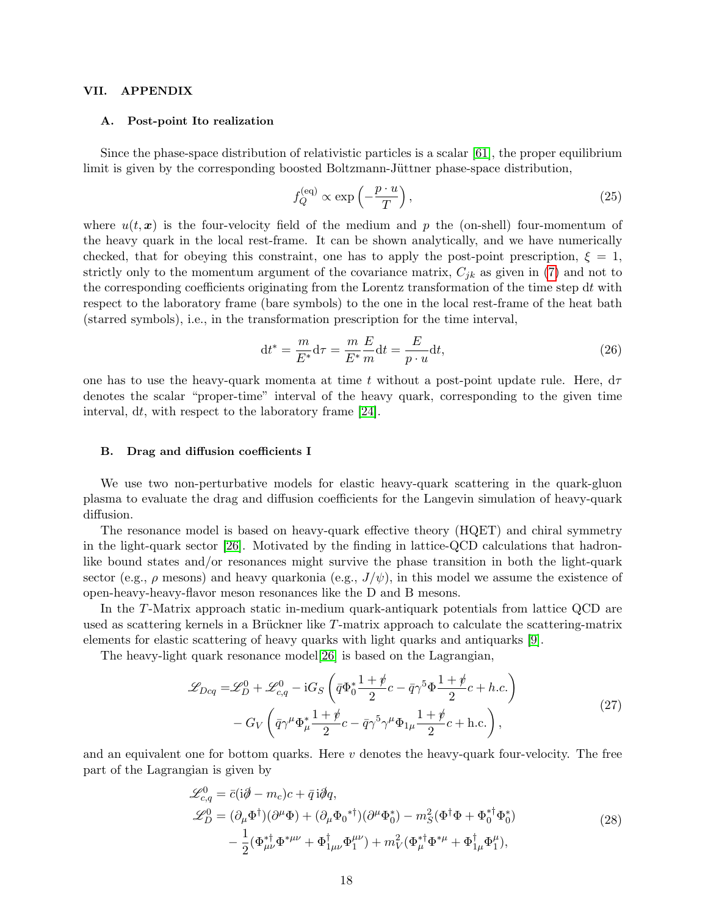## VII. APPENDIX

### A. Post-point Ito realization

Since the phase-space distribution of relativistic particles is a scalar [61], the proper equilibrium limit is given by the corresponding boosted Boltzmann-Jüttner phase-space distribution,

$$f_Q^{(\mathrm{eq})} \propto \exp\left(-\frac{p\cdot u}{T}\right), \tag{25}$$

where $u(t, \boldsymbol{x})$ is the four-velocity field of the medium and $p$ the (on-shell) four-momentum of the heavy quark in the local rest-frame. It can be shown analytically, and we have numerically checked, that for obeying this constraint, one has to apply the post-point prescription, $\xi = 1$, strictly only to the momentum argument of the covariance matrix, $C_{jk}$ as given in (7) and not to the corresponding coefficients originating from the Lorentz transformation of the time step $\mathrm{d}t$ with respect to the laboratory frame (bare symbols) to the one in the local rest-frame of the heat bath (starred symbols), i.e., in the transformation prescription for the time interval,

$$\mathrm{d}t^* = \frac{m}{E^*}\mathrm{d}\tau = \frac{m}{E^*}\frac{E}{m}\mathrm{d}t = \frac{E}{p\cdot u}\mathrm{d}t, \tag{26}$$

one has to use the heavy-quark momenta at time $t$ without a post-point update rule. Here, $\mathrm{d}\tau$ denotes the scalar "proper-time" interval of the heavy quark, corresponding to the given time interval, $\mathrm{d}t$, with respect to the laboratory frame [24].

### B. Drag and diffusion coefficients I

We use two non-perturbative models for elastic heavy-quark scattering in the quark-gluon plasma to evaluate the drag and diffusion coefficients for the Langevin simulation of heavy-quark diffusion.

The resonance model is based on heavy-quark effective theory (HQET) and chiral symmetry in the light-quark sector [26]. Motivated by the finding in lattice-QCD calculations that hadron-like bound states and/or resonances might survive the phase transition in both the light-quark sector (e.g., $\rho$ mesons) and heavy quarkonia (e.g., $J/\psi$), in this model we assume the existence of open-heavy-heavy-flavor meson resonances like the D and B mesons.

In the $T$-Matrix approach static in-medium quark-antiquark potentials from lattice QCD are used as scattering kernels in a Brückner like $T$-matrix approach to calculate the scattering-matrix elements for elastic scattering of heavy quarks with light quarks and antiquarks [9].

The heavy-light quark resonance model[26] is based on the Lagrangian,

$$\begin{aligned}
\mathscr{L}_{Dcq} =& \mathscr{L}_D^0 + \mathscr{L}_{c,q}^0 - \mathrm{i}G_S\left(\bar{q}\Phi_0^*\frac{1+\not{v}}{2}c - \bar{q}\gamma^5\Phi\frac{1+\not{v}}{2}c + h.c.\right) \\
&- G_V\left(\bar{q}\gamma^\mu\Phi_\mu^*\frac{1+\not{v}}{2}c - \bar{q}\gamma^5\gamma^\mu\Phi_{1\mu}\frac{1+\not{v}}{2}c + \mathrm{h.c.}\right),
\end{aligned} \tag{27}$$

and an equivalent one for bottom quarks. Here $v$ denotes the heavy-quark four-velocity. The free part of the Lagrangian is given by

$$\begin{aligned}
\mathscr{L}_{c,q}^0 &= \bar{c}(\mathrm{i}\not{\partial} - m_c)c + \bar{q}\,\mathrm{i}\not{\partial}q, \\
\mathscr{L}_D^0 &= (\partial_\mu\Phi^\dagger)(\partial^\mu\Phi) + (\partial_\mu{\Phi_0}^{*\dagger})(\partial^\mu\Phi_0^*) - m_S^2(\Phi^\dagger\Phi + \Phi_0^{*\dagger}\Phi_0^*) \\
&\quad - \frac{1}{2}(\Phi_{\mu\nu}^{*\dagger}\Phi^{*\mu\nu} + \Phi_{1\mu\nu}^\dagger\Phi_1^{\mu\nu}) + m_V^2(\Phi_\mu^{*\dagger}\Phi^{*\mu} + \Phi_{1\mu}^\dagger\Phi_1^\mu),
\end{aligned} \tag{28}$$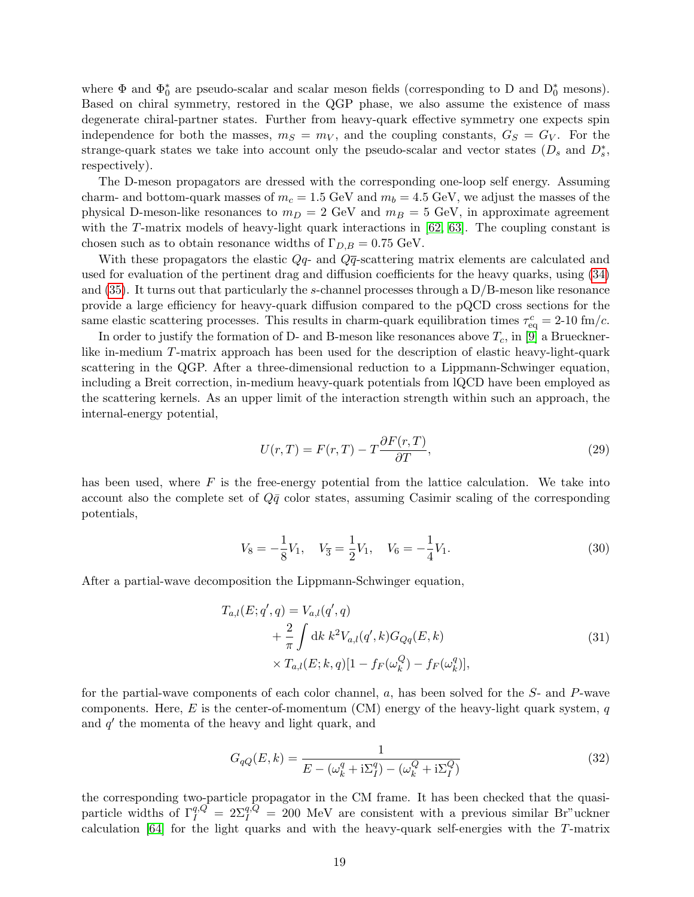where $\Phi$ and $\Phi_0^*$ are pseudo-scalar and scalar meson fields (corresponding to D and $D_0^*$ mesons). Based on chiral symmetry, restored in the QGP phase, we also assume the existence of mass degenerate chiral-partner states. Further from heavy-quark effective symmetry one expects spin independence for both the masses, $m_S = m_V$, and the coupling constants, $G_S = G_V$. For the strange-quark states we take into account only the pseudo-scalar and vector states ($D_s$ and $D_s^*$, respectively).

The D-meson propagators are dressed with the corresponding one-loop self energy. Assuming charm- and bottom-quark masses of $m_c = 1.5$ GeV and $m_b = 4.5$ GeV, we adjust the masses of the physical D-meson-like resonances to $m_D = 2$ GeV and $m_B = 5$ GeV, in approximate agreement with the $T$-matrix models of heavy-light quark interactions in [62, 63]. The coupling constant is chosen such as to obtain resonance widths of $\Gamma_{D,B} = 0.75$ GeV.

With these propagators the elastic $Qq$- and $Q\overline{q}$-scattering matrix elements are calculated and used for evaluation of the pertinent drag and diffusion coefficients for the heavy quarks, using (34) and (35). It turns out that particularly the $s$-channel processes through a D/B-meson like resonance provide a large efficiency for heavy-quark diffusion compared to the pQCD cross sections for the same elastic scattering processes. This results in charm-quark equilibration times $\tau_{\text{eq}}^c = 2$-$10$ fm/$c$.

In order to justify the formation of D- and B-meson like resonances above $T_c$, in [9] a Brueckner-like in-medium $T$-matrix approach has been used for the description of elastic heavy-light-quark scattering in the QGP. After a three-dimensional reduction to a Lippmann-Schwinger equation, including a Breit correction, in-medium heavy-quark potentials from lQCD have been employed as the scattering kernels. As an upper limit of the interaction strength within such an approach, the internal-energy potential,

$$U(r,T) = F(r,T) - T\frac{\partial F(r,T)}{\partial T}, \tag{29}$$

has been used, where $F$ is the free-energy potential from the lattice calculation. We take into account also the complete set of $Q\bar{q}$ color states, assuming Casimir scaling of the corresponding potentials,

$$V_8 = -\frac{1}{8}V_1, \quad V_{\bar{3}} = \frac{1}{2}V_1, \quad V_6 = -\frac{1}{4}V_1. \tag{30}$$

After a partial-wave decomposition the Lippmann-Schwinger equation,

$$\begin{aligned} T_{a,l}(E;q',q) &= V_{a,l}(q',q) \\ &\quad + \frac{2}{\pi}\int \mathrm{d}k\, k^2 V_{a,l}(q',k) G_{Qq}(E,k) \\ &\quad \times T_{a,l}(E;k,q)[1 - f_F(\omega_k^Q) - f_F(\omega_k^q)], \end{aligned} \tag{31}$$

for the partial-wave components of each color channel, $a$, has been solved for the $S$- and $P$-wave components. Here, $E$ is the center-of-momentum (CM) energy of the heavy-light quark system, $q$ and $q'$ the momenta of the heavy and light quark, and

$$G_{qQ}(E,k) = \frac{1}{E - (\omega_k^q + \mathrm{i}\Sigma_I^q) - (\omega_k^Q + \mathrm{i}\Sigma_I^Q)} \tag{32}$$

the corresponding two-particle propagator in the CM frame. It has been checked that the quasi-particle widths of $\Gamma_I^{q,Q} = 2\Sigma_I^{q,Q} = 200$ MeV are consistent with a previous similar Br"uckner calculation [64] for the light quarks and with the heavy-quark self-energies with the $T$-matrix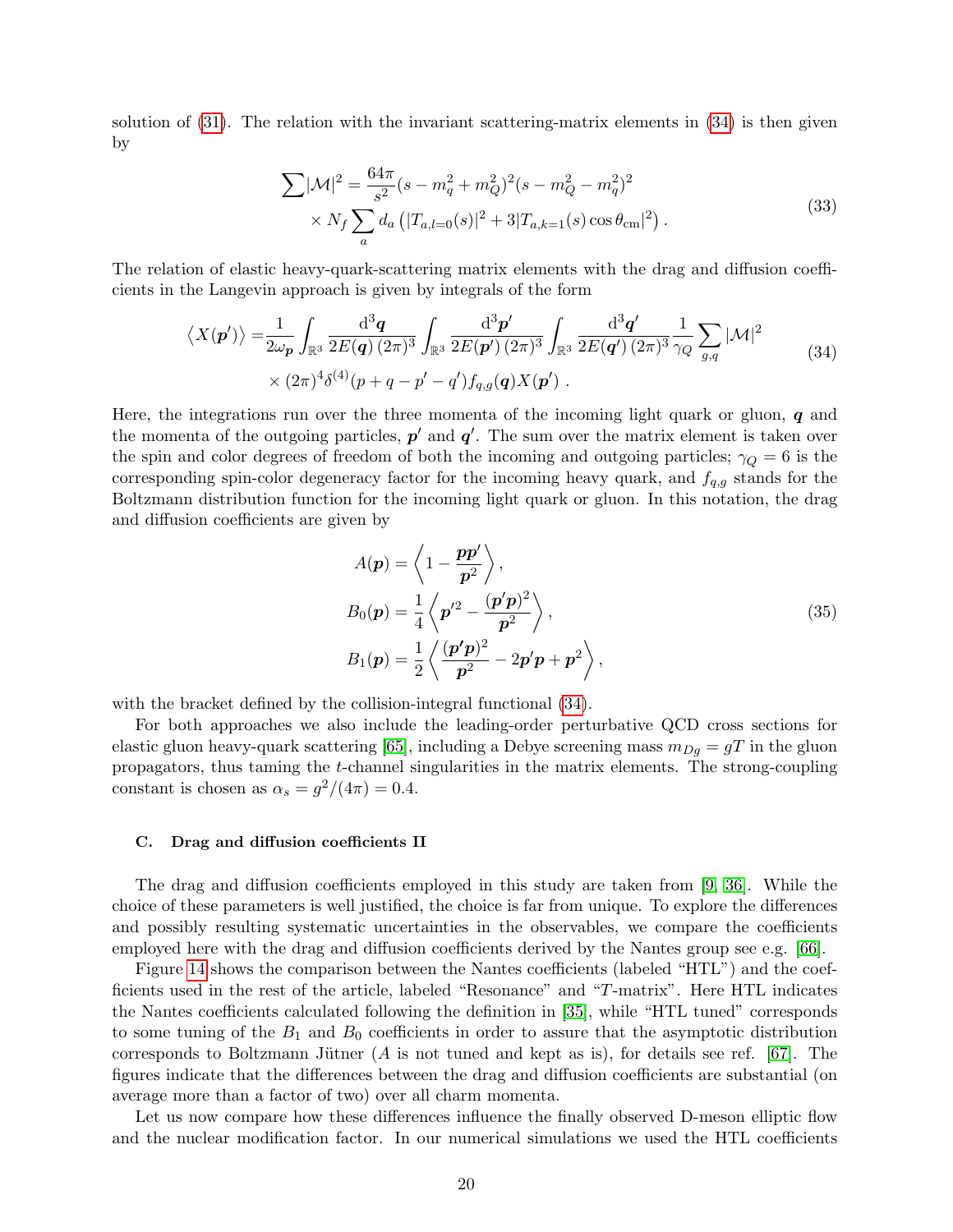solution of (31). The relation with the invariant scattering-matrix elements in (34) is then given by

$$\begin{aligned}\sum|\mathcal{M}|^2 = &\frac{64\pi}{s^2}(s - m_q^2 + m_Q^2)^2(s - m_Q^2 - m_q^2)^2 \\ &\times N_f \sum_a d_a \left(|T_{a,l=0}(s)|^2 + 3|T_{a,k=1}(s)\cos\theta_{\rm cm}|^2\right) .\end{aligned} \tag{33}$$

The relation of elastic heavy-quark-scattering matrix elements with the drag and diffusion coefficients in the Langevin approach is given by integrals of the form

$$\begin{aligned}\left\langle X(\boldsymbol{p}')\right\rangle = &\frac{1}{2\omega_{\boldsymbol{p}}} \int_{\mathbb{R}^3} \frac{\mathrm{d}^3\boldsymbol{q}}{2E(\boldsymbol{q})\,(2\pi)^3} \int_{\mathbb{R}^3} \frac{\mathrm{d}^3\boldsymbol{p}'}{2E(\boldsymbol{p}')\,(2\pi)^3} \int_{\mathbb{R}^3} \frac{\mathrm{d}^3\boldsymbol{q}'}{2E(\boldsymbol{q}')\,(2\pi)^3} \frac{1}{\gamma_Q} \sum_{g,q} |\mathcal{M}|^2 \\ &\times (2\pi)^4 \delta^{(4)}(p + q - p' - q') f_{q,g}(\boldsymbol{q}) X(\boldsymbol{p}') .\end{aligned} \tag{34}$$

Here, the integrations run over the three momenta of the incoming light quark or gluon, $\boldsymbol{q}$ and the momenta of the outgoing particles, $\boldsymbol{p}'$ and $\boldsymbol{q}'$. The sum over the matrix element is taken over the spin and color degrees of freedom of both the incoming and outgoing particles; $\gamma_Q = 6$ is the corresponding spin-color degeneracy factor for the incoming heavy quark, and $f_{q,g}$ stands for the Boltzmann distribution function for the incoming light quark or gluon. In this notation, the drag and diffusion coefficients are given by

$$\begin{aligned}A(\boldsymbol{p}) &= \left\langle 1 - \frac{\boldsymbol{p}\boldsymbol{p}'}{\boldsymbol{p}^2} \right\rangle , \\ B_0(\boldsymbol{p}) &= \frac{1}{4} \left\langle \boldsymbol{p}'^2 - \frac{(\boldsymbol{p}'\boldsymbol{p})^2}{\boldsymbol{p}^2} \right\rangle , \\ B_1(\boldsymbol{p}) &= \frac{1}{2} \left\langle \frac{(\boldsymbol{p}'\boldsymbol{p})^2}{\boldsymbol{p}^2} - 2\boldsymbol{p}'\boldsymbol{p} + \boldsymbol{p}^2 \right\rangle ,\end{aligned} \tag{35}$$

with the bracket defined by the collision-integral functional (34).

For both approaches we also include the leading-order perturbative QCD cross sections for elastic gluon heavy-quark scattering [65], including a Debye screening mass $m_{Dg} = gT$ in the gluon propagators, thus taming the $t$-channel singularities in the matrix elements. The strong-coupling constant is chosen as $\alpha_s = g^2/(4\pi) = 0.4$.

### C. Drag and diffusion coefficients II

The drag and diffusion coefficients employed in this study are taken from [9, 36]. While the choice of these parameters is well justified, the choice is far from unique. To explore the differences and possibly resulting systematic uncertainties in the observables, we compare the coefficients employed here with the drag and diffusion coefficients derived by the Nantes group see e.g. [66].

Figure 14 shows the comparison between the Nantes coefficients (labeled "HTL") and the coefficients used in the rest of the article, labeled "Resonance" and "$T$-matrix". Here HTL indicates the Nantes coefficients calculated following the definition in [35], while "HTL tuned" corresponds to some tuning of the $B_1$ and $B_0$ coefficients in order to assure that the asymptotic distribution corresponds to Boltzmann Jütner ($A$ is not tuned and kept as is), for details see ref. [67]. The figures indicate that the differences between the drag and diffusion coefficients are substantial (on average more than a factor of two) over all charm momenta.

Let us now compare how these differences influence the finally observed D-meson elliptic flow and the nuclear modification factor. In our numerical simulations we used the HTL coefficients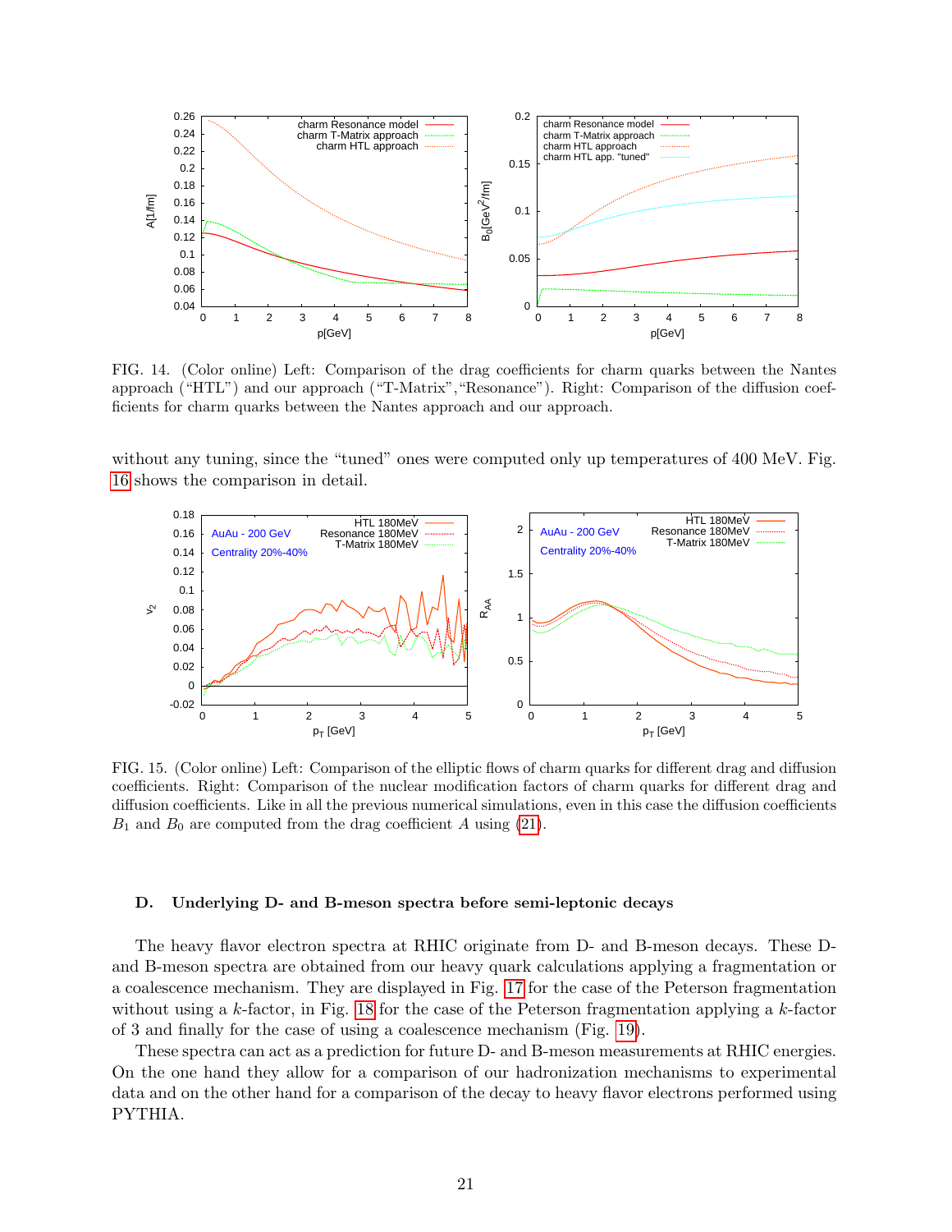FIG. 14. (Color online) Left: Comparison of the drag coefficients for charm quarks between the Nantes approach ("HTL") and our approach ("T-Matrix","Resonance"). Right: Comparison of the diffusion coefficients for charm quarks between the Nantes approach and our approach.

without any tuning, since the "tuned" ones were computed only up temperatures of 400 MeV. Fig. 16 shows the comparison in detail.

FIG. 15. (Color online) Left: Comparison of the elliptic flows of charm quarks for different drag and diffusion coefficients. Right: Comparison of the nuclear modification factors of charm quarks for different drag and diffusion coefficients. Like in all the previous numerical simulations, even in this case the diffusion coefficients $B_1$ and $B_0$ are computed from the drag coefficient $A$ using (21).

### D. Underlying D- and B-meson spectra before semi-leptonic decays

The heavy flavor electron spectra at RHIC originate from D- and B-meson decays. These D- and B-meson spectra are obtained from our heavy quark calculations applying a fragmentation or a coalescence mechanism. They are displayed in Fig. 17 for the case of the Peterson fragmentation without using a $k$-factor, in Fig. 18 for the case of the Peterson fragmentation applying a $k$-factor of 3 and finally for the case of using a coalescence mechanism (Fig. 19).

These spectra can act as a prediction for future D- and B-meson measurements at RHIC energies. On the one hand they allow for a comparison of our hadronization mechanisms to experimental data and on the other hand for a comparison of the decay to heavy flavor electrons performed using PYTHIA.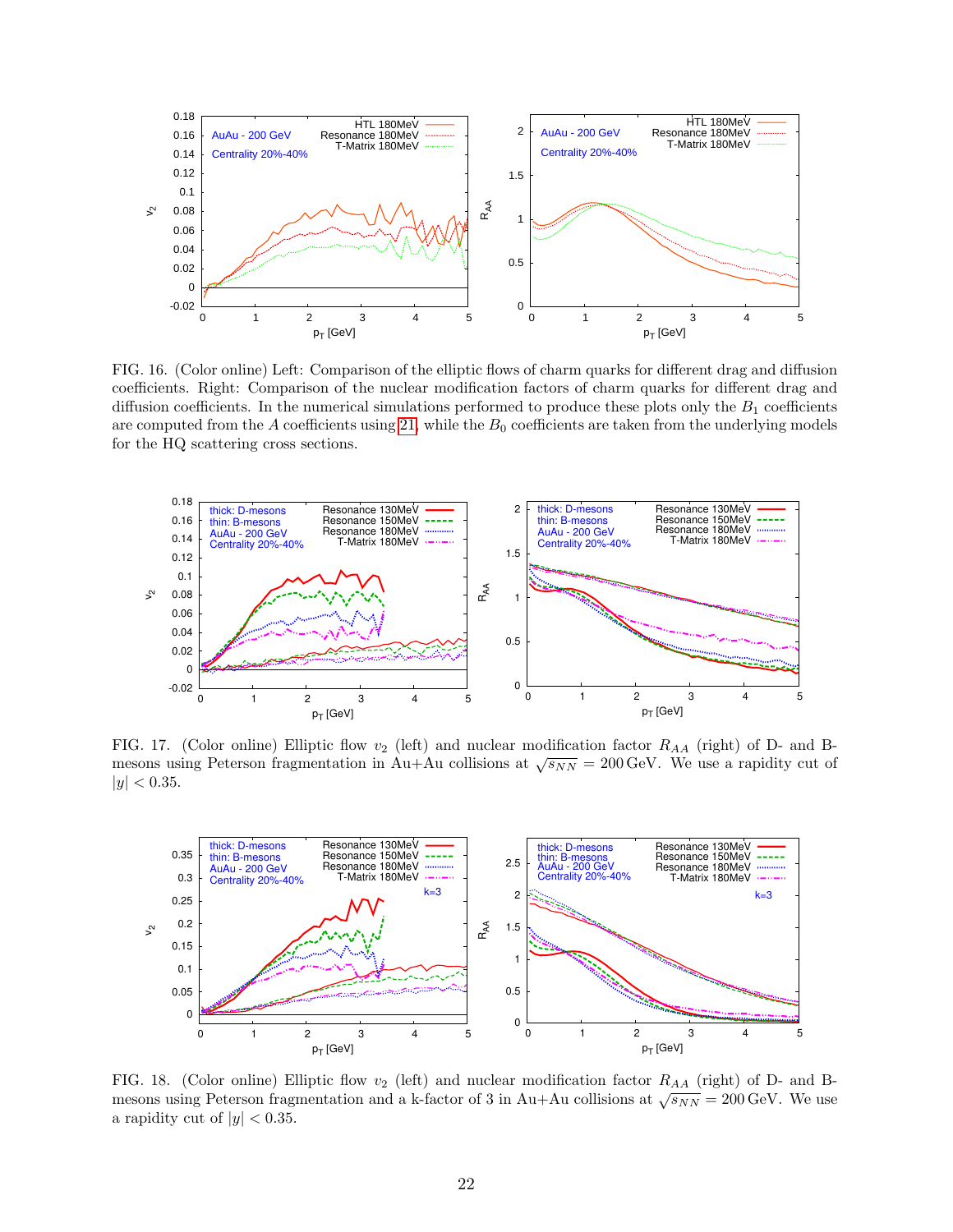FIG. 16. (Color online) Left: Comparison of the elliptic flows of charm quarks for different drag and diffusion coefficients. Right: Comparison of the nuclear modification factors of charm quarks for different drag and diffusion coefficients. In the numerical simulations performed to produce these plots only the $B_1$ coefficients are computed from the $A$ coefficients using [21], while the $B_0$ coefficients are taken from the underlying models for the HQ scattering cross sections.

FIG. 17. (Color online) Elliptic flow $v_2$ (left) and nuclear modification factor $R_{AA}$ (right) of D- and B-mesons using Peterson fragmentation in Au+Au collisions at $\sqrt{s_{NN}} = 200\,\text{GeV}$. We use a rapidity cut of $|y| < 0.35$.

FIG. 18. (Color online) Elliptic flow $v_2$ (left) and nuclear modification factor $R_{AA}$ (right) of D- and B-mesons using Peterson fragmentation and a k-factor of 3 in Au+Au collisions at $\sqrt{s_{NN}} = 200\,\text{GeV}$. We use a rapidity cut of $|y| < 0.35$.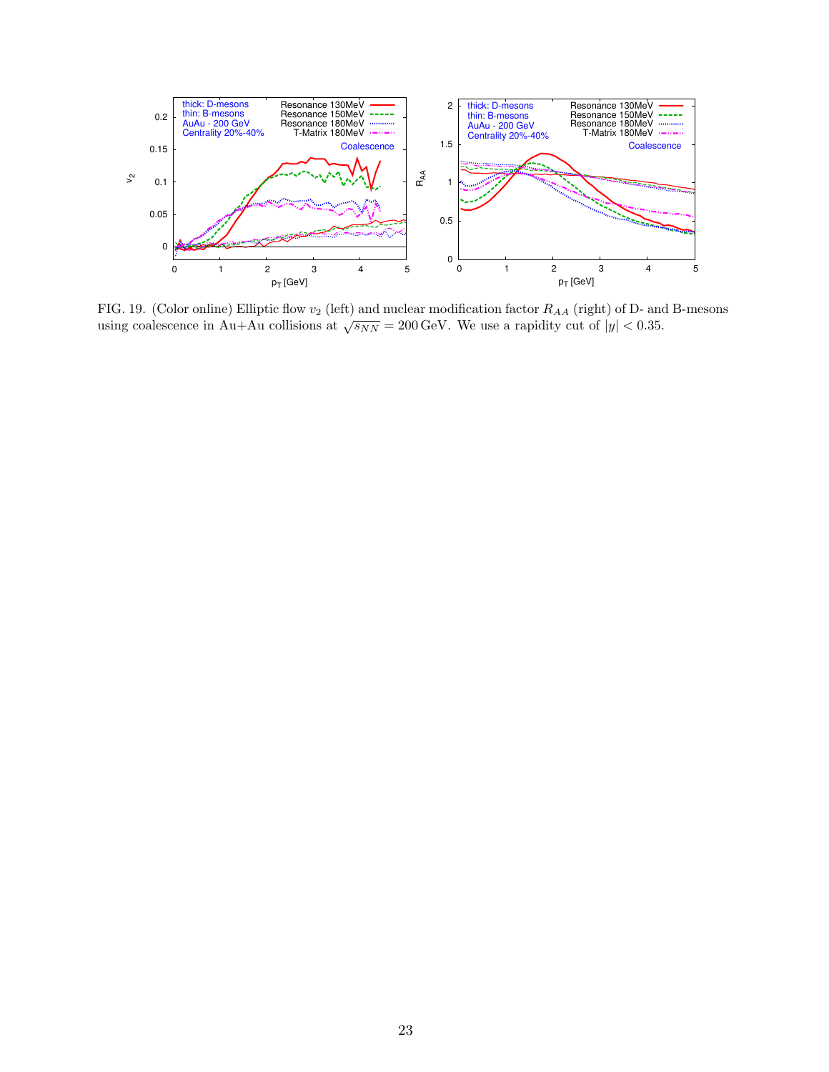FIG. 19. (Color online) Elliptic flow $v_2$ (left) and nuclear modification factor $R_{AA}$ (right) of D- and B-mesons using coalescence in Au+Au collisions at $\sqrt{s_{NN}} = 200\,\text{GeV}$. We use a rapidity cut of $|y| < 0.35$.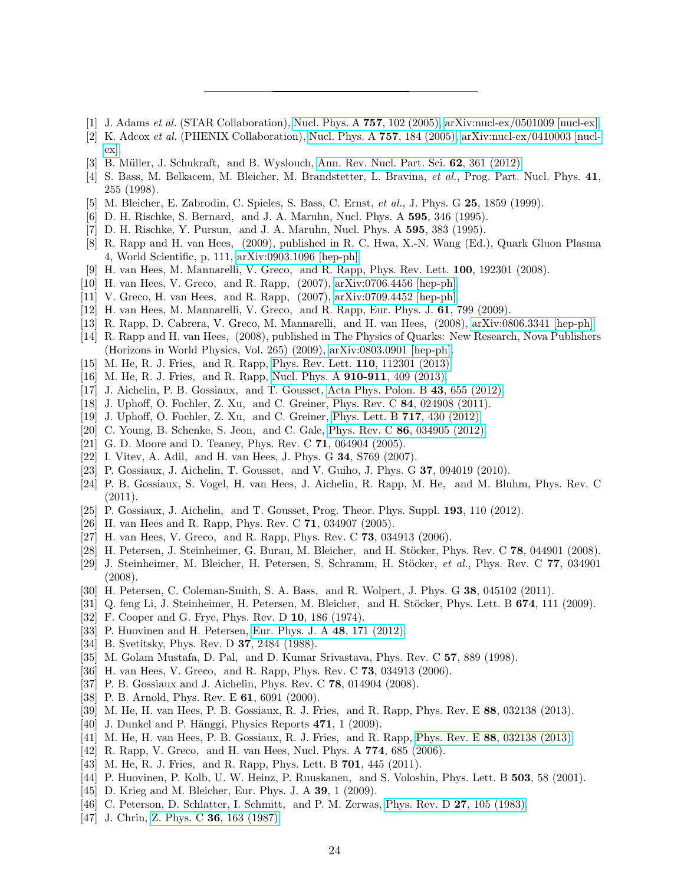[1] J. Adams *et al.* (STAR Collaboration), Nucl. Phys. A **757**, 102 (2005), arXiv:nucl-ex/0501009 [nucl-ex].

[2] K. Adcox *et al.* (PHENIX Collaboration), Nucl. Phys. A **757**, 184 (2005), arXiv:nucl-ex/0410003 [nucl-ex].

[3] B. Müller, J. Schukraft, and B. Wyslouch, Ann. Rev. Nucl. Part. Sci. **62**, 361 (2012).

[4] S. Bass, M. Belkacem, M. Bleicher, M. Brandstetter, L. Bravina, *et al.*, Prog. Part. Nucl. Phys. **41**, 255 (1998).

[5] M. Bleicher, E. Zabrodin, C. Spieles, S. Bass, C. Ernst, *et al.*, J. Phys. G **25**, 1859 (1999).

[6] D. H. Rischke, S. Bernard, and J. A. Maruhn, Nucl. Phys. A **595**, 346 (1995).

[7] D. H. Rischke, Y. Pursun, and J. A. Maruhn, Nucl. Phys. A **595**, 383 (1995).

[8] R. Rapp and H. van Hees, (2009), published in R. C. Hwa, X.-N. Wang (Ed.), Quark Gluon Plasma 4, World Scientific, p. 111, arXiv:0903.1096 [hep-ph].

[9] H. van Hees, M. Mannarelli, V. Greco, and R. Rapp, Phys. Rev. Lett. **100**, 192301 (2008).

[10] H. van Hees, V. Greco, and R. Rapp, (2007), arXiv:0706.4456 [hep-ph].

[11] V. Greco, H. van Hees, and R. Rapp, (2007), arXiv:0709.4452 [hep-ph].

[12] H. van Hees, M. Mannarelli, V. Greco, and R. Rapp, Eur. Phys. J. **61**, 799 (2009).

[13] R. Rapp, D. Cabrera, V. Greco, M. Mannarelli, and H. van Hees, (2008), arXiv:0806.3341 [hep-ph].

[14] R. Rapp and H. van Hees, (2008), published in The Physics of Quarks: New Research, Nova Publishers (Horizons in World Physics, Vol. 265) (2009), arXiv:0803.0901 [hep-ph].

[15] M. He, R. J. Fries, and R. Rapp, Phys. Rev. Lett. **110**, 112301 (2013).

[16] M. He, R. J. Fries, and R. Rapp, Nucl. Phys. A **910-911**, 409 (2013).

[17] J. Aichelin, P. B. Gossiaux, and T. Gousset, Acta Phys. Polon. B **43**, 655 (2012).

[18] J. Uphoff, O. Fochler, Z. Xu, and C. Greiner, Phys. Rev. C **84**, 024908 (2011).

[19] J. Uphoff, O. Fochler, Z. Xu, and C. Greiner, Phys. Lett. B **717**, 430 (2012).

[20] C. Young, B. Schenke, S. Jeon, and C. Gale, Phys. Rev. C **86**, 034905 (2012).

[21] G. D. Moore and D. Teaney, Phys. Rev. C **71**, 064904 (2005).

[22] I. Vitev, A. Adil, and H. van Hees, J. Phys. G **34**, S769 (2007).

[23] P. Gossiaux, J. Aichelin, T. Gousset, and V. Guiho, J. Phys. G **37**, 094019 (2010).

[24] P. B. Gossiaux, S. Vogel, H. van Hees, J. Aichelin, R. Rapp, M. He, and M. Bluhm, Phys. Rev. C (2011).

[25] P. Gossiaux, J. Aichelin, and T. Gousset, Prog. Theor. Phys. Suppl. **193**, 110 (2012).

[26] H. van Hees and R. Rapp, Phys. Rev. C **71**, 034907 (2005).

[27] H. van Hees, V. Greco, and R. Rapp, Phys. Rev. C **73**, 034913 (2006).

[28] H. Petersen, J. Steinheimer, G. Burau, M. Bleicher, and H. Stöcker, Phys. Rev. C **78**, 044901 (2008).

[29] J. Steinheimer, M. Bleicher, H. Petersen, S. Schramm, H. Stöcker, *et al.*, Phys. Rev. C **77**, 034901 (2008).

[30] H. Petersen, C. Coleman-Smith, S. A. Bass, and R. Wolpert, J. Phys. G **38**, 045102 (2011).

[31] Q. feng Li, J. Steinheimer, H. Petersen, M. Bleicher, and H. Stöcker, Phys. Lett. B **674**, 111 (2009).

[32] F. Cooper and G. Frye, Phys. Rev. D **10**, 186 (1974).

[33] P. Huovinen and H. Petersen, Eur. Phys. J. A **48**, 171 (2012).

[34] B. Svetitsky, Phys. Rev. D **37**, 2484 (1988).

[35] M. Golam Mustafa, D. Pal, and D. Kumar Srivastava, Phys. Rev. C **57**, 889 (1998).

[36] H. van Hees, V. Greco, and R. Rapp, Phys. Rev. C **73**, 034913 (2006).

[37] P. B. Gossiaux and J. Aichelin, Phys. Rev. C **78**, 014904 (2008).

[38] P. B. Arnold, Phys. Rev. E **61**, 6091 (2000).

[39] M. He, H. van Hees, P. B. Gossiaux, R. J. Fries, and R. Rapp, Phys. Rev. E **88**, 032138 (2013).

[40] J. Dunkel and P. Hänggi, Physics Reports **471**, 1 (2009).

[41] M. He, H. van Hees, P. B. Gossiaux, R. J. Fries, and R. Rapp, Phys. Rev. E **88**, 032138 (2013).

[42] R. Rapp, V. Greco, and H. van Hees, Nucl. Phys. A **774**, 685 (2006).

[43] M. He, R. J. Fries, and R. Rapp, Phys. Lett. B **701**, 445 (2011).

[44] P. Huovinen, P. Kolb, U. W. Heinz, P. Ruuskanen, and S. Voloshin, Phys. Lett. B **503**, 58 (2001).

[45] D. Krieg and M. Bleicher, Eur. Phys. J. A **39**, 1 (2009).

[46] C. Peterson, D. Schlatter, I. Schmitt, and P. M. Zerwas, Phys. Rev. D **27**, 105 (1983).

[47] J. Chrin, Z. Phys. C **36**, 163 (1987).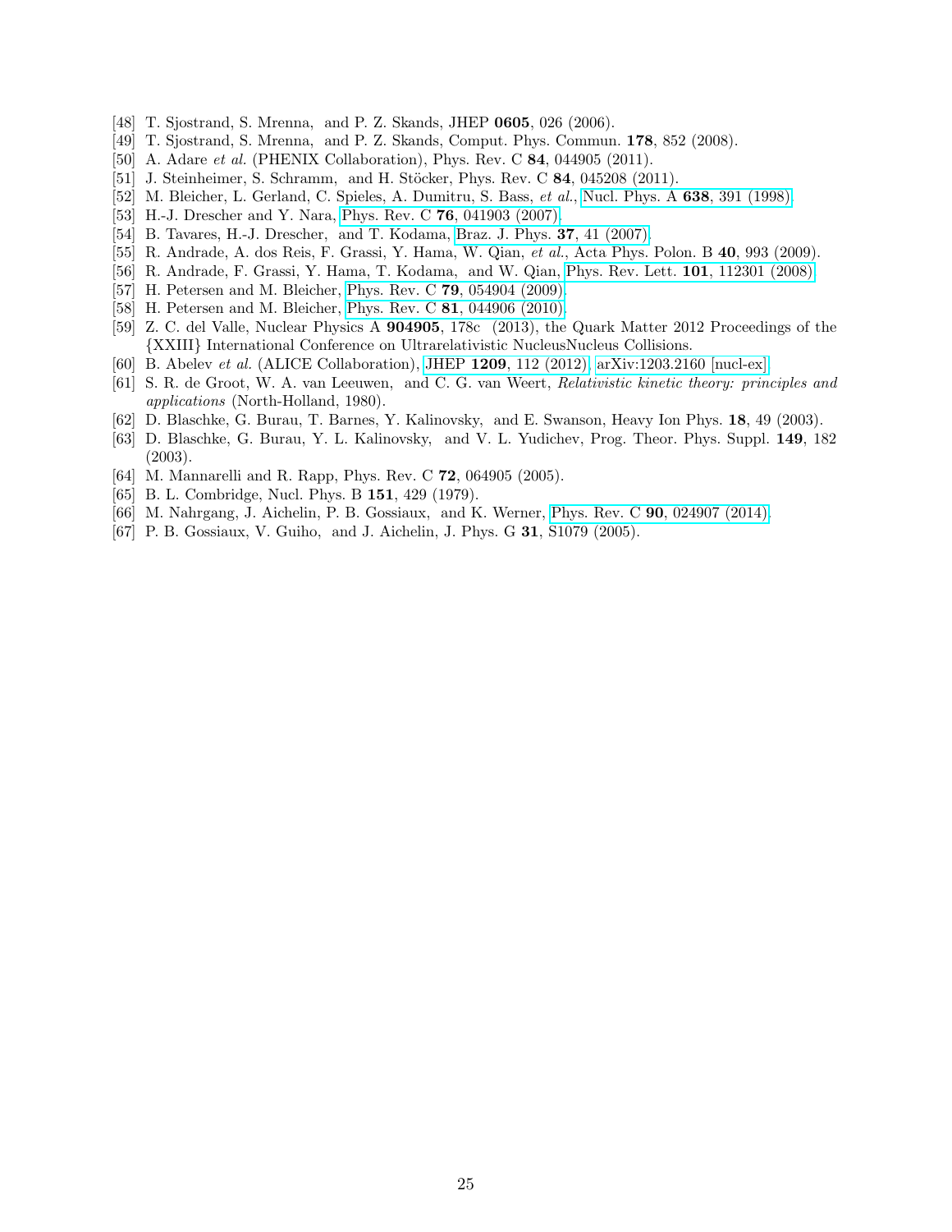[48] T. Sjostrand, S. Mrenna, and P. Z. Skands, JHEP **0605**, 026 (2006).

[49] T. Sjostrand, S. Mrenna, and P. Z. Skands, Comput. Phys. Commun. **178**, 852 (2008).

[50] A. Adare *et al.* (PHENIX Collaboration), Phys. Rev. C **84**, 044905 (2011).

[51] J. Steinheimer, S. Schramm, and H. Stöcker, Phys. Rev. C **84**, 045208 (2011).

[52] M. Bleicher, L. Gerland, C. Spieles, A. Dumitru, S. Bass, *et al.*, Nucl. Phys. A **638**, 391 (1998).

[53] H.-J. Drescher and Y. Nara, Phys. Rev. C **76**, 041903 (2007).

[54] B. Tavares, H.-J. Drescher, and T. Kodama, Braz. J. Phys. **37**, 41 (2007).

[55] R. Andrade, A. dos Reis, F. Grassi, Y. Hama, W. Qian, *et al.*, Acta Phys. Polon. B **40**, 993 (2009).

[56] R. Andrade, F. Grassi, Y. Hama, T. Kodama, and W. Qian, Phys. Rev. Lett. **101**, 112301 (2008).

[57] H. Petersen and M. Bleicher, Phys. Rev. C **79**, 054904 (2009).

[58] H. Petersen and M. Bleicher, Phys. Rev. C **81**, 044906 (2010).

[59] Z. C. del Valle, Nuclear Physics A **904905**, 178c (2013), the Quark Matter 2012 Proceedings of the {XXIII} International Conference on Ultrarelativistic NucleusNucleus Collisions.

[60] B. Abelev *et al.* (ALICE Collaboration), JHEP **1209**, 112 (2012), arXiv:1203.2160 [nucl-ex].

[61] S. R. de Groot, W. A. van Leeuwen, and C. G. van Weert, *Relativistic kinetic theory: principles and applications* (North-Holland, 1980).

[62] D. Blaschke, G. Burau, T. Barnes, Y. Kalinovsky, and E. Swanson, Heavy Ion Phys. **18**, 49 (2003).

[63] D. Blaschke, G. Burau, Y. L. Kalinovsky, and V. L. Yudichev, Prog. Theor. Phys. Suppl. **149**, 182 (2003).

[64] M. Mannarelli and R. Rapp, Phys. Rev. C **72**, 064905 (2005).

[65] B. L. Combridge, Nucl. Phys. B **151**, 429 (1979).

[66] M. Nahrgang, J. Aichelin, P. B. Gossiaux, and K. Werner, Phys. Rev. C **90**, 024907 (2014).

[67] P. B. Gossiaux, V. Guiho, and J. Aichelin, J. Phys. G **31**, S1079 (2005).